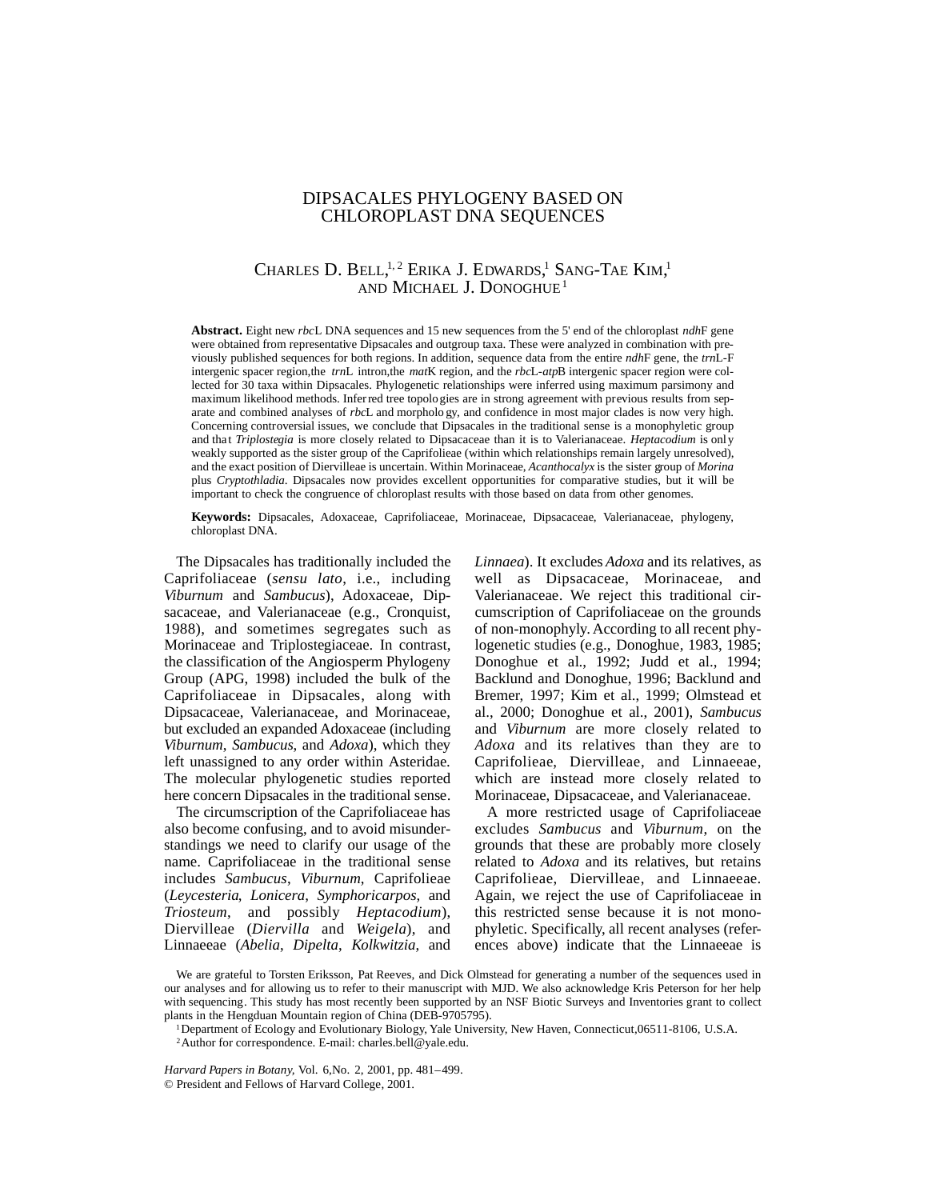# DIPSACALES PHYLOGENY BASED ON CHLOROPLAST DNA SEQUENCES

Charles D. Bell,[1,2] Erika J. Edwards,[1] Sang-Tae Kim,[1] and Michael J. Donoghue[1]

**Abstract.** Eight new *rbc*L DNA sequences and 15 new sequences from the 5' end of the chloroplast *ndh*F gene were obtained from representative Dipsacales and outgroup taxa. These were analyzed in combination with previously published sequences for both regions. In addition, sequence data from the entire *ndh*F gene, the *trn*L-F intergenic spacer region, the *trn*L intron, the *mat*K region, and the *rbc*L-*atp*B intergenic spacer region were collected for 30 taxa within Dipsacales. Phylogenetic relationships were inferred using maximum parsimony and maximum likelihood methods. Inferred tree topologies are in strong agreement with previous results from separate and combined analyses of *rbc*L and morphology, and confidence in most major clades is now very high. Concerning controversial issues, we conclude that Dipsacales in the traditional sense is a monophyletic group and that *Triplostegia* is more closely related to Dipsacaceae than it is to Valerianaceae. *Heptacodium* is only weakly supported as the sister group of the Caprifolieae (within which relationships remain largely unresolved), and the exact position of Diervilleae is uncertain. Within Morinaceae, *Acanthocalyx* is the sister group of *Morina* plus *Cryptothladia*. Dipsacales now provides excellent opportunities for comparative studies, but it will be important to check the congruence of chloroplast results with those based on data from other genomes.

**Keywords:** Dipsacales, Adoxaceae, Caprifoliaceae, Morinaceae, Dipsacaceae, Valerianaceae, phylogeny, chloroplast DNA.

The Dipsacales has traditionally included the Caprifoliaceae (*sensu lato*, i.e., including *Viburnum* and *Sambucus*), Adoxaceae, Dipsacaceae, and Valerianaceae (e.g., Cronquist, 1988), and sometimes segregates such as Morinaceae and Triplostegiaceae. In contrast, the classification of the Angiosperm Phylogeny Group (APG, 1998) included the bulk of the Caprifoliaceae in Dipsacales, along with Dipsacaceae, Valerianaceae, and Morinaceae, but excluded an expanded Adoxaceae (including *Viburnum*, *Sambucus*, and *Adoxa*), which they left unassigned to any order within Asteridae. The molecular phylogenetic studies reported here concern Dipsacales in the traditional sense.

The circumscription of the Caprifoliaceae has also become confusing, and to avoid misunderstandings we need to clarify our usage of the name. Caprifoliaceae in the traditional sense includes *Sambucus*, *Viburnum*, Caprifolieae (*Leycesteria*, *Lonicera*, *Symphoricarpos*, and *Triosteum*, and possibly *Heptacodium*), Diervilleae (*Diervilla* and *Weigela*), and Linnaeeae (*Abelia*, *Dipelta*, *Kolkwitzia*, and *Linnaea*). It excludes *Adoxa* and its relatives, as well as Dipsacaceae, Morinaceae, and Valerianaceae. We reject this traditional circumscription of Caprifoliaceae on the grounds of non-monophyly. According to all recent phylogenetic studies (e.g., Donoghue, 1983, 1985; Donoghue et al., 1992; Judd et al., 1994; Backlund and Donoghue, 1996; Backlund and Bremer, 1997; Kim et al., 1999; Olmstead et al., 2000; Donoghue et al., 2001), *Sambucus* and *Viburnum* are more closely related to *Adoxa* and its relatives than they are to Caprifolieae, Diervilleae, and Linnaeeae, which are instead more closely related to Morinaceae, Dipsacaceae, and Valerianaceae.

A more restricted usage of Caprifoliaceae excludes *Sambucus* and *Viburnum*, on the grounds that these are probably more closely related to *Adoxa* and its relatives, but retains Caprifolieae, Diervilleae, and Linnaeeae. Again, we reject the use of Caprifoliaceae in this restricted sense because it is not monophyletic. Specifically, all recent analyses (references above) indicate that the Linnaeeae is

We are grateful to Torsten Eriksson, Pat Reeves, and Dick Olmstead for generating a number of the sequences used in our analyses and for allowing us to refer to their manuscript with MJD. We also acknowledge Kris Peterson for her help with sequencing. This study has most recently been supported by an NSF Biotic Surveys and Inventories grant to collect plants in the Hengduan Mountain region of China (DEB-9705795).

[1] Department of Ecology and Evolutionary Biology, Yale University, New Haven, Connecticut, 06511-8106, U.S.A.

[2] Author for correspondence. E-mail: charles.bell@yale.edu.

*Harvard Papers in Botany,* Vol. 6, No. 2, 2001, pp. 481–499.
© President and Fellows of Harvard College, 2001.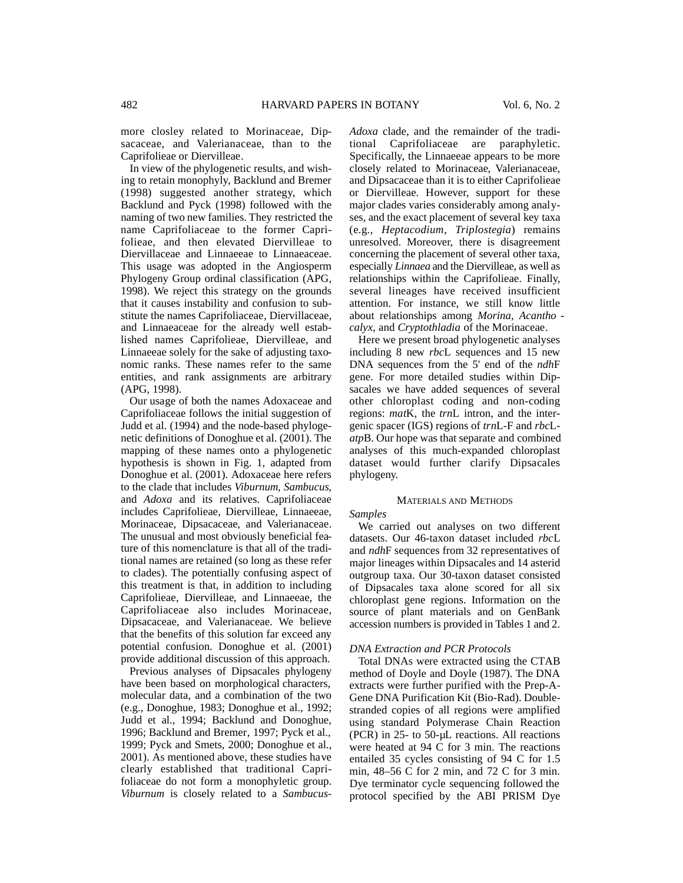more closley related to Morinaceae, Dipsacaceae, and Valerianaceae, than to the Caprifolieae or Diervilleae.

In view of the phylogenetic results, and wishing to retain monophyly, Backlund and Bremer (1998) suggested another strategy, which Backlund and Pyck (1998) followed with the naming of two new families. They restricted the name Caprifoliaceae to the former Caprifolieae, and then elevated Diervilleae to Diervillaceae and Linnaeeae to Linnaeaceae. This usage was adopted in the Angiosperm Phylogeny Group ordinal classification (APG, 1998). We reject this strategy on the grounds that it causes instability and confusion to substitute the names Caprifoliaceae, Diervillaceae, and Linnaeaceae for the already well established names Caprifolieae, Diervilleae, and Linnaeeae solely for the sake of adjusting taxonomic ranks. These names refer to the same entities, and rank assignments are arbitrary (APG, 1998).

Our usage of both the names Adoxaceae and Caprifoliaceae follows the initial suggestion of Judd et al. (1994) and the node-based phylogenetic definitions of Donoghue et al. (2001). The mapping of these names onto a phylogenetic hypothesis is shown in Fig. 1, adapted from Donoghue et al. (2001). Adoxaceae here refers to the clade that includes *Viburnum*, *Sambucus*, and *Adoxa* and its relatives. Caprifoliaceae includes Caprifolieae, Diervilleae, Linnaeeae, Morinaceae, Dipsacaceae, and Valerianaceae. The unusual and most obviously beneficial feature of this nomenclature is that all of the traditional names are retained (so long as these refer to clades). The potentially confusing aspect of this treatment is that, in addition to including Caprifolieae, Diervilleae, and Linnaeeae, the Caprifoliaceae also includes Morinaceae, Dipsacaceae, and Valerianaceae. We believe that the benefits of this solution far exceed any potential confusion. Donoghue et al. (2001) provide additional discussion of this approach.

Previous analyses of Dipsacales phylogeny have been based on morphological characters, molecular data, and a combination of the two (e.g., Donoghue, 1983; Donoghue et al., 1992; Judd et al., 1994; Backlund and Donoghue, 1996; Backlund and Bremer, 1997; Pyck et al., 1999; Pyck and Smets, 2000; Donoghue et al., 2001). As mentioned above, these studies have clearly established that traditional Caprifoliaceae do not form a monophyletic group. *Viburnum* is closely related to a *Sambucus*-*Adoxa* clade, and the remainder of the traditional Caprifoliaceae are paraphyletic. Specifically, the Linnaeeae appears to be more closely related to Morinaceae, Valerianaceae, and Dipsacaceae than it is to either Caprifolieae or Diervilleae. However, support for these major clades varies considerably among analyses, and the exact placement of several key taxa (e.g., *Heptacodium*, *Triplostegia*) remains unresolved. Moreover, there is disagreement concerning the placement of several other taxa, especially *Linnaea* and the Diervilleae, as well as relationships within the Caprifolieae. Finally, several lineages have received insufficient attention. For instance, we still know little about relationships among *Morina*, *Acanthocalyx*, and *Cryptothladia* of the Morinaceae.

Here we present broad phylogenetic analyses including 8 new *rbc*L sequences and 15 new DNA sequences from the 5' end of the *ndh*F gene. For more detailed studies within Dipsacales we have added sequences of several other chloroplast coding and non-coding regions: *mat*K, the *trn*L intron, and the intergenic spacer (IGS) regions of *trn*L-F and *rbc*L-*atp*B. Our hope was that separate and combined analyses of this much-expanded chloroplast dataset would further clarify Dipsacales phylogeny.

## Materials and Methods

### *Samples*

We carried out analyses on two different datasets. Our 46-taxon dataset included *rbc*L and *ndh*F sequences from 32 representatives of major lineages within Dipsacales and 14 asterid outgroup taxa. Our 30-taxon dataset consisted of Dipsacales taxa alone scored for all six chloroplast gene regions. Information on the source of plant materials and on GenBank accession numbers is provided in Tables 1 and 2.

### *DNA Extraction and PCR Protocols*

Total DNAs were extracted using the CTAB method of Doyle and Doyle (1987). The DNA extracts were further purified with the Prep-A-Gene DNA Purification Kit (Bio-Rad). Double-stranded copies of all regions were amplified using standard Polymerase Chain Reaction (PCR) in 25- to 50-μL reactions. All reactions were heated at 94 C for 3 min. The reactions entailed 35 cycles consisting of 94 C for 1.5 min, 48–56 C for 2 min, and 72 C for 3 min. Dye terminator cycle sequencing followed the protocol specified by the ABI PRISM Dye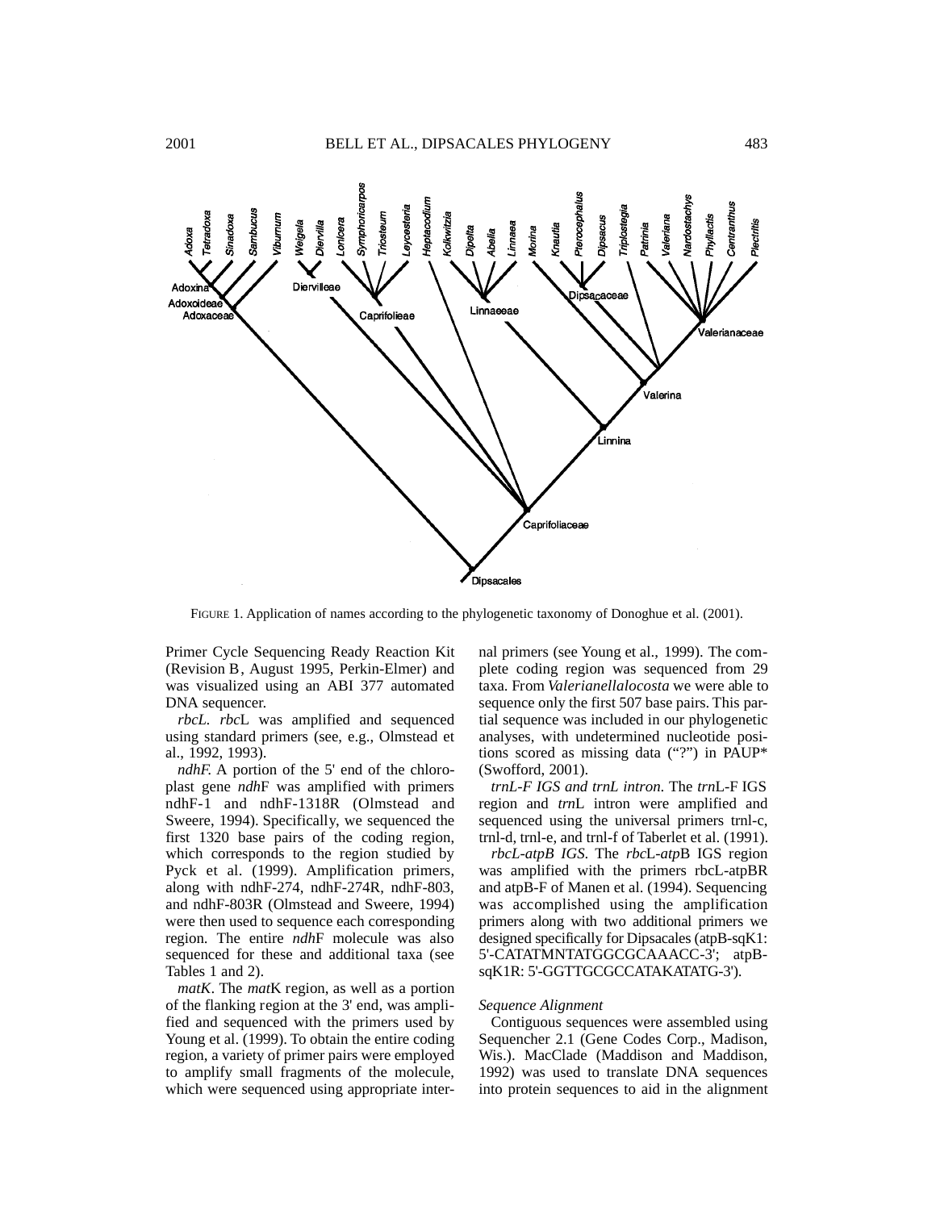FIGURE 1. Application of names according to the phylogenetic taxonomy of Donoghue et al. (2001).

Primer Cycle Sequencing Ready Reaction Kit (Revision B, August 1995, Perkin-Elmer) and was visualized using an ABI 377 automated DNA sequencer.

*rbcL*. *rbc*L was amplified and sequenced using standard primers (see, e.g., Olmstead et al., 1992, 1993).

*ndhF*. A portion of the 5' end of the chloroplast gene *ndh*F was amplified with primers ndhF-1 and ndhF-1318R (Olmstead and Sweere, 1994). Specifically, we sequenced the first 1320 base pairs of the coding region, which corresponds to the region studied by Pyck et al. (1999). Amplification primers, along with ndhF-274, ndhF-274R, ndhF-803, and ndhF-803R (Olmstead and Sweere, 1994) were then used to sequence each corresponding region. The entire *ndh*F molecule was also sequenced for these and additional taxa (see Tables 1 and 2).

*matK*. The *mat*K region, as well as a portion of the flanking region at the 3' end, was amplified and sequenced with the primers used by Young et al. (1999). To obtain the entire coding region, a variety of primer pairs were employed to amplify small fragments of the molecule, which were sequenced using appropriate internal primers (see Young et al., 1999). The complete coding region was sequenced from 29 taxa. From *Valerianellalocosta* we were able to sequence only the first 507 base pairs. This partial sequence was included in our phylogenetic analyses, with undetermined nucleotide positions scored as missing data ("?") in PAUP* (Swofford, 2001).

*trnL-F IGS and trnL intron*. The *trn*L-F IGS region and *trn*L intron were amplified and sequenced using the universal primers trnl-c, trnl-d, trnl-e, and trnl-f of Taberlet et al. (1991).

*rbcL-atpB IGS*. The *rbc*L-*atp*B IGS region was amplified with the primers rbcL-atpBR and atpB-F of Manen et al. (1994). Sequencing was accomplished using the amplification primers along with two additional primers we designed specifically for Dipsacales (atpB-sqK1: 5'-CATATMNTATGGCGCAAACC-3'; atpB-sqK1R: 5'-GGTTGCGCCATAKATATG-3').

### Sequence Alignment

Contiguous sequences were assembled using Sequencher 2.1 (Gene Codes Corp., Madison, Wis.). MacClade (Maddison and Maddison, 1992) was used to translate DNA sequences into protein sequences to aid in the alignment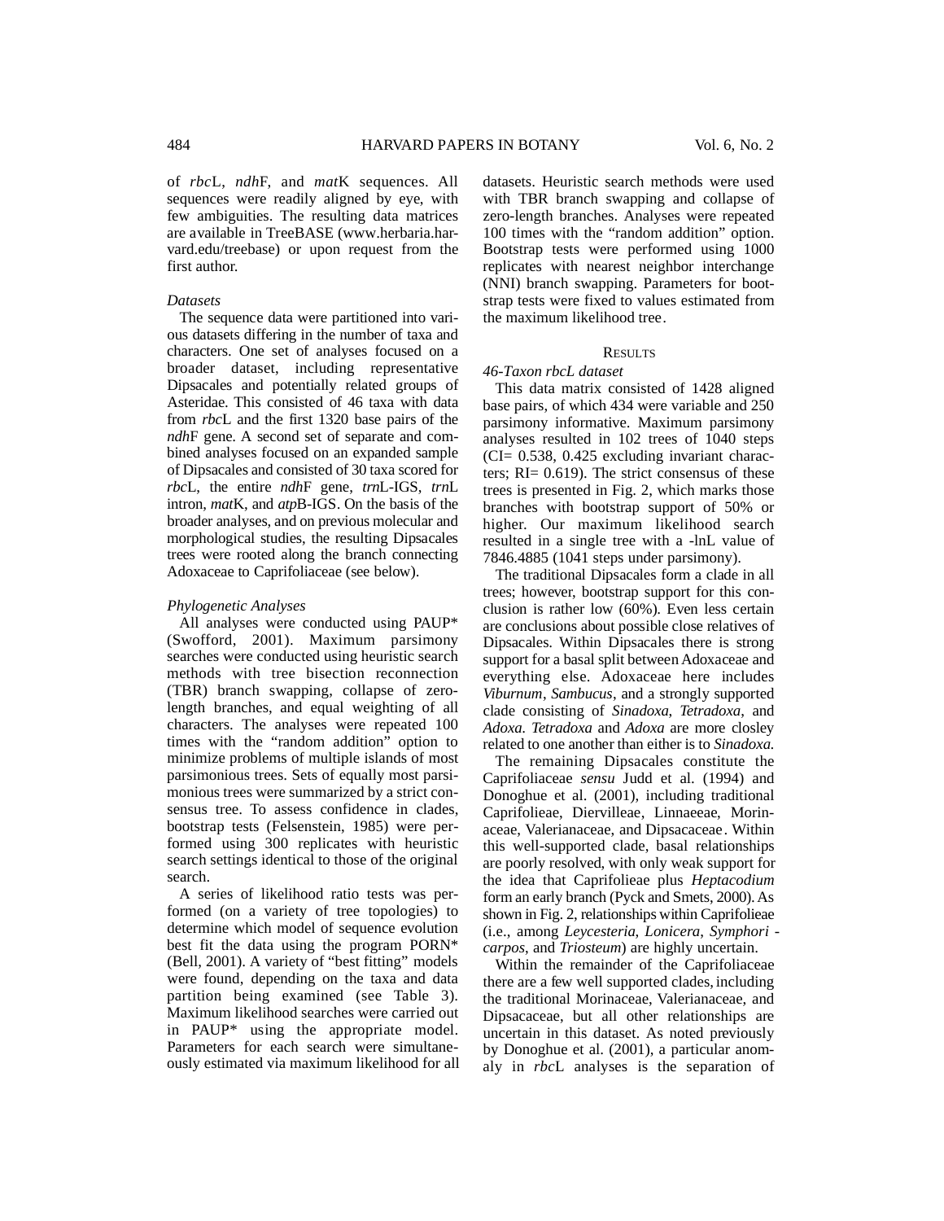of *rbc*L, *ndh*F, and *mat*K sequences. All sequences were readily aligned by eye, with few ambiguities. The resulting data matrices are available in TreeBASE (www.herbaria.harvard.edu/treebase) or upon request from the first author.

### *Datasets*

The sequence data were partitioned into various datasets differing in the number of taxa and characters. One set of analyses focused on a broader dataset, including representative Dipsacales and potentially related groups of Asteridae. This consisted of 46 taxa with data from *rbc*L and the first 1320 base pairs of the *ndh*F gene. A second set of separate and combined analyses focused on an expanded sample of Dipsacales and consisted of 30 taxa scored for *rbc*L, the entire *ndh*F gene, *trn*L-IGS, *trn*L intron, *mat*K, and *atp*B-IGS. On the basis of the broader analyses, and on previous molecular and morphological studies, the resulting Dipsacales trees were rooted along the branch connecting Adoxaceae to Caprifoliaceae (see below).

### *Phylogenetic Analyses*

All analyses were conducted using PAUP* (Swofford, 2001). Maximum parsimony searches were conducted using heuristic search methods with tree bisection reconnection (TBR) branch swapping, collapse of zero-length branches, and equal weighting of all characters. The analyses were repeated 100 times with the "random addition" option to minimize problems of multiple islands of most parsimonious trees. Sets of equally most parsimonious trees were summarized by a strict consensus tree. To assess confidence in clades, bootstrap tests (Felsenstein, 1985) were performed using 300 replicates with heuristic search settings identical to those of the original search.

A series of likelihood ratio tests was performed (on a variety of tree topologies) to determine which model of sequence evolution best fit the data using the program PORN* (Bell, 2001). A variety of "best fitting" models were found, depending on the taxa and data partition being examined (see Table 3). Maximum likelihood searches were carried out in PAUP* using the appropriate model. Parameters for each search were simultaneously estimated via maximum likelihood for all datasets. Heuristic search methods were used with TBR branch swapping and collapse of zero-length branches. Analyses were repeated 100 times with the "random addition" option. Bootstrap tests were performed using 1000 replicates with nearest neighbor interchange (NNI) branch swapping. Parameters for bootstrap tests were fixed to values estimated from the maximum likelihood tree.

## RESULTS

### *46-Taxon rbcL dataset*

This data matrix consisted of 1428 aligned base pairs, of which 434 were variable and 250 parsimony informative. Maximum parsimony analyses resulted in 102 trees of 1040 steps (CI= 0.538, 0.425 excluding invariant characters; RI= 0.619). The strict consensus of these trees is presented in Fig. 2, which marks those branches with bootstrap support of 50% or higher. Our maximum likelihood search resulted in a single tree with a -lnL value of 7846.4885 (1041 steps under parsimony).

The traditional Dipsacales form a clade in all trees; however, bootstrap support for this conclusion is rather low (60%). Even less certain are conclusions about possible close relatives of Dipsacales. Within Dipsacales there is strong support for a basal split between Adoxaceae and everything else. Adoxaceae here includes *Viburnum*, *Sambucus*, and a strongly supported clade consisting of *Sinadoxa*, *Tetradoxa*, and *Adoxa. Tetradoxa* and *Adoxa* are more closley related to one another than either is to *Sinadoxa.*

The remaining Dipsacales constitute the Caprifoliaceae *sensu* Judd et al. (1994) and Donoghue et al. (2001), including traditional Caprifolieae, Diervilleae, Linnaeeae, Morinaceae, Valerianaceae, and Dipsacaceae. Within this well-supported clade, basal relationships are poorly resolved, with only weak support for the idea that Caprifolieae plus *Heptacodium* form an early branch (Pyck and Smets, 2000). As shown in Fig. 2, relationships within Caprifolieae (i.e., among *Leycesteria*, *Lonicera*, *Symphoricarpos*, and *Triosteum*) are highly uncertain.

Within the remainder of the Caprifoliaceae there are a few well supported clades, including the traditional Morinaceae, Valerianaceae, and Dipsacaceae, but all other relationships are uncertain in this dataset. As noted previously by Donoghue et al. (2001), a particular anomaly in *rbc*L analyses is the separation of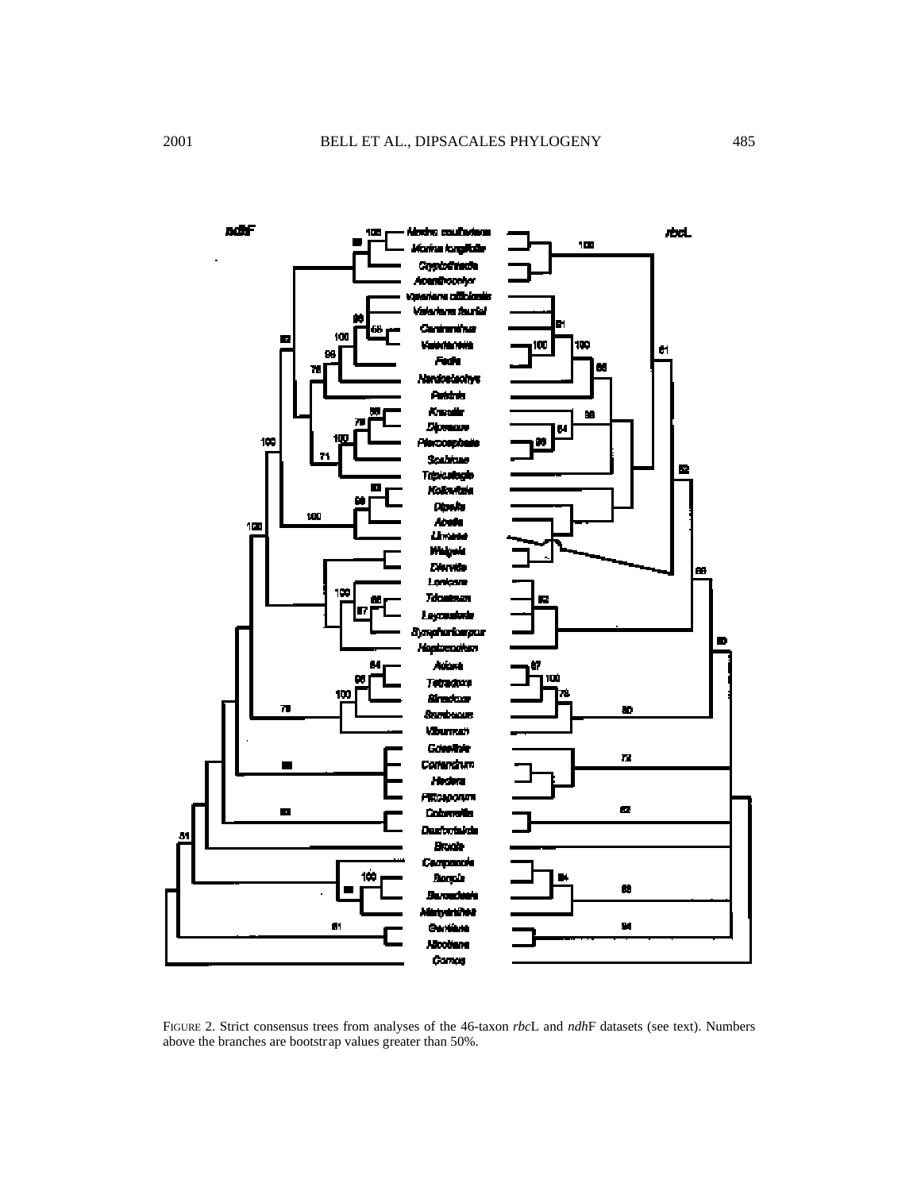FIGURE 2. Strict consensus trees from analyses of the 46-taxon *rbc*L and *ndh*F datasets (see text). Numbers above the branches are bootstrap values greater than 50%.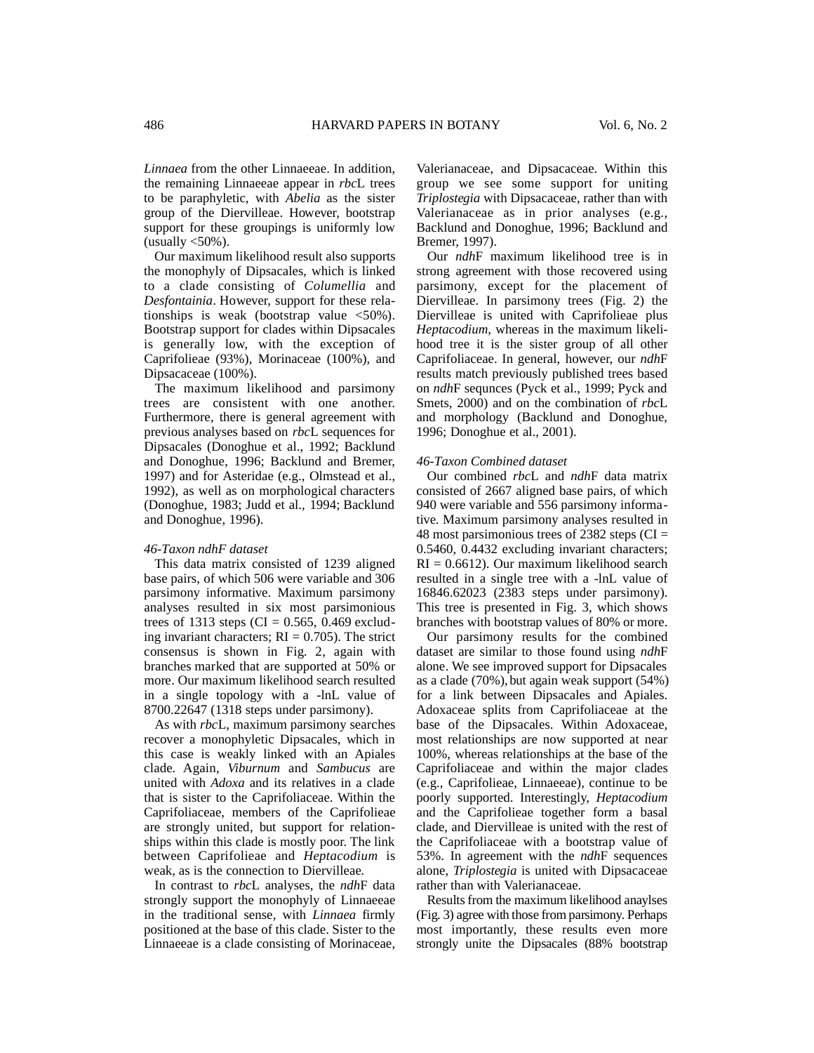*Linnaea* from the other Linnaeeae. In addition, the remaining Linnaeeae appear in *rbc*L trees to be paraphyletic, with *Abelia* as the sister group of the Diervilleae. However, bootstrap support for these groupings is uniformly low (usually <50%).

Our maximum likelihood result also supports the monophyly of Dipsacales, which is linked to a clade consisting of *Columellia* and *Desfontainia*. However, support for these relationships is weak (bootstrap value <50%). Bootstrap support for clades within Dipsacales is generally low, with the exception of Caprifolieae (93%), Morinaceae (100%), and Dipsacaceae (100%).

The maximum likelihood and parsimony trees are consistent with one another. Furthermore, there is general agreement with previous analyses based on *rbc*L sequences for Dipsacales (Donoghue et al., 1992; Backlund and Donoghue, 1996; Backlund and Bremer, 1997) and for Asteridae (e.g., Olmstead et al., 1992), as well as on morphological characters (Donoghue, 1983; Judd et al., 1994; Backlund and Donoghue, 1996).

### *46-Taxon ndhF dataset*

This data matrix consisted of 1239 aligned base pairs, of which 506 were variable and 306 parsimony informative. Maximum parsimony analyses resulted in six most parsimonious trees of 1313 steps (CI = 0.565, 0.469 excluding invariant characters; RI = 0.705). The strict consensus is shown in Fig. 2, again with branches marked that are supported at 50% or more. Our maximum likelihood search resulted in a single topology with a -lnL value of 8700.22647 (1318 steps under parsimony).

As with *rbc*L, maximum parsimony searches recover a monophyletic Dipsacales, which in this case is weakly linked with an Apiales clade. Again, *Viburnum* and *Sambucus* are united with *Adoxa* and its relatives in a clade that is sister to the Caprifoliaceae. Within the Caprifoliaceae, members of the Caprifolieae are strongly united, but support for relationships within this clade is mostly poor. The link between Caprifolieae and *Heptacodium* is weak, as is the connection to Diervilleae.

In contrast to *rbc*L analyses, the *ndh*F data strongly support the monophyly of Linnaeeae in the traditional sense, with *Linnaea* firmly positioned at the base of this clade. Sister to the Linnaeeae is a clade consisting of Morinaceae, Valerianaceae, and Dipsacaceae. Within this group we see some support for uniting *Triplostegia* with Dipsacaceae, rather than with Valerianaceae as in prior analyses (e.g., Backlund and Donoghue, 1996; Backlund and Bremer, 1997).

Our *ndh*F maximum likelihood tree is in strong agreement with those recovered using parsimony, except for the placement of Diervilleae. In parsimony trees (Fig. 2) the Diervilleae is united with Caprifolieae plus *Heptacodium*, whereas in the maximum likelihood tree it is the sister group of all other Caprifoliaceae. In general, however, our *ndh*F results match previously published trees based on *ndh*F sequnces (Pyck et al., 1999; Pyck and Smets, 2000) and on the combination of *rbc*L and morphology (Backlund and Donoghue, 1996; Donoghue et al., 2001).

### *46-Taxon Combined dataset*

Our combined *rbc*L and *ndh*F data matrix consisted of 2667 aligned base pairs, of which 940 were variable and 556 parsimony informative. Maximum parsimony analyses resulted in 48 most parsimonious trees of 2382 steps (CI = 0.5460, 0.4432 excluding invariant characters; RI = 0.6612). Our maximum likelihood search resulted in a single tree with a -lnL value of 16846.62023 (2383 steps under parsimony). This tree is presented in Fig. 3, which shows branches with bootstrap values of 80% or more.

Our parsimony results for the combined dataset are similar to those found using *ndh*F alone. We see improved support for Dipsacales as a clade (70%), but again weak support (54%) for a link between Dipsacales and Apiales. Adoxaceae splits from Caprifoliaceae at the base of the Dipsacales. Within Adoxaceae, most relationships are now supported at near 100%, whereas relationships at the base of the Caprifoliaceae and within the major clades (e.g., Caprifolieae, Linnaeeae), continue to be poorly supported. Interestingly, *Heptacodium* and the Caprifolieae together form a basal clade, and Diervilleae is united with the rest of the Caprifoliaceae with a bootstrap value of 53%. In agreement with the *ndh*F sequences alone, *Triplostegia* is united with Dipsacaceae rather than with Valerianaceae.

Results from the maximum likelihood anaylses (Fig. 3) agree with those from parsimony. Perhaps most importantly, these results even more strongly unite the Dipsacales (88% bootstrap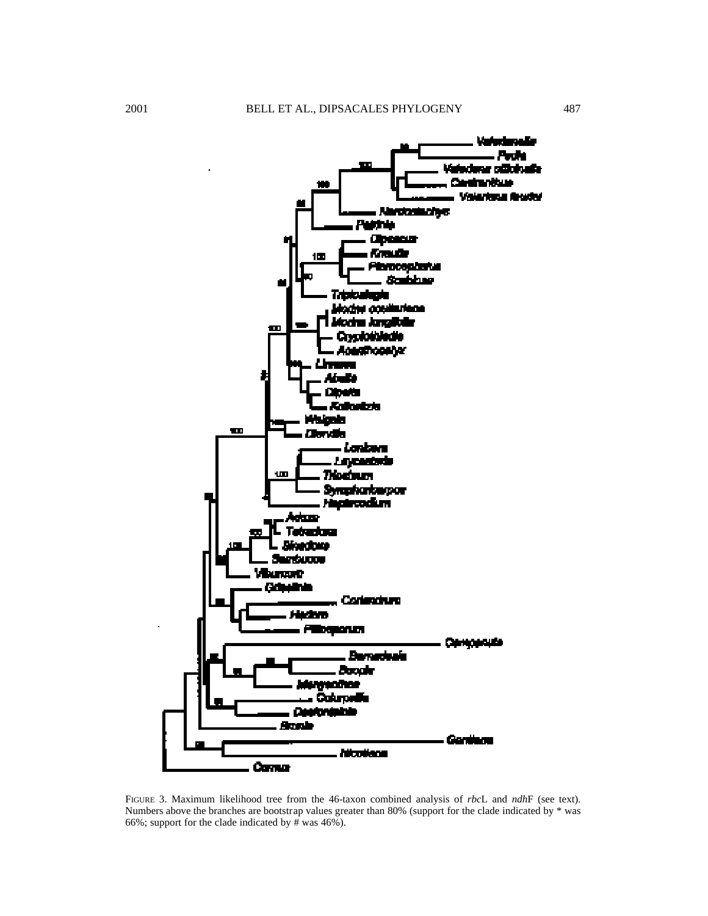FIGURE 3. Maximum likelihood tree from the 46-taxon combined analysis of *rbc*L and *ndh*F (see text). Numbers above the branches are bootstrap values greater than 80% (support for the clade indicated by * was 66%; support for the clade indicated by # was 46%).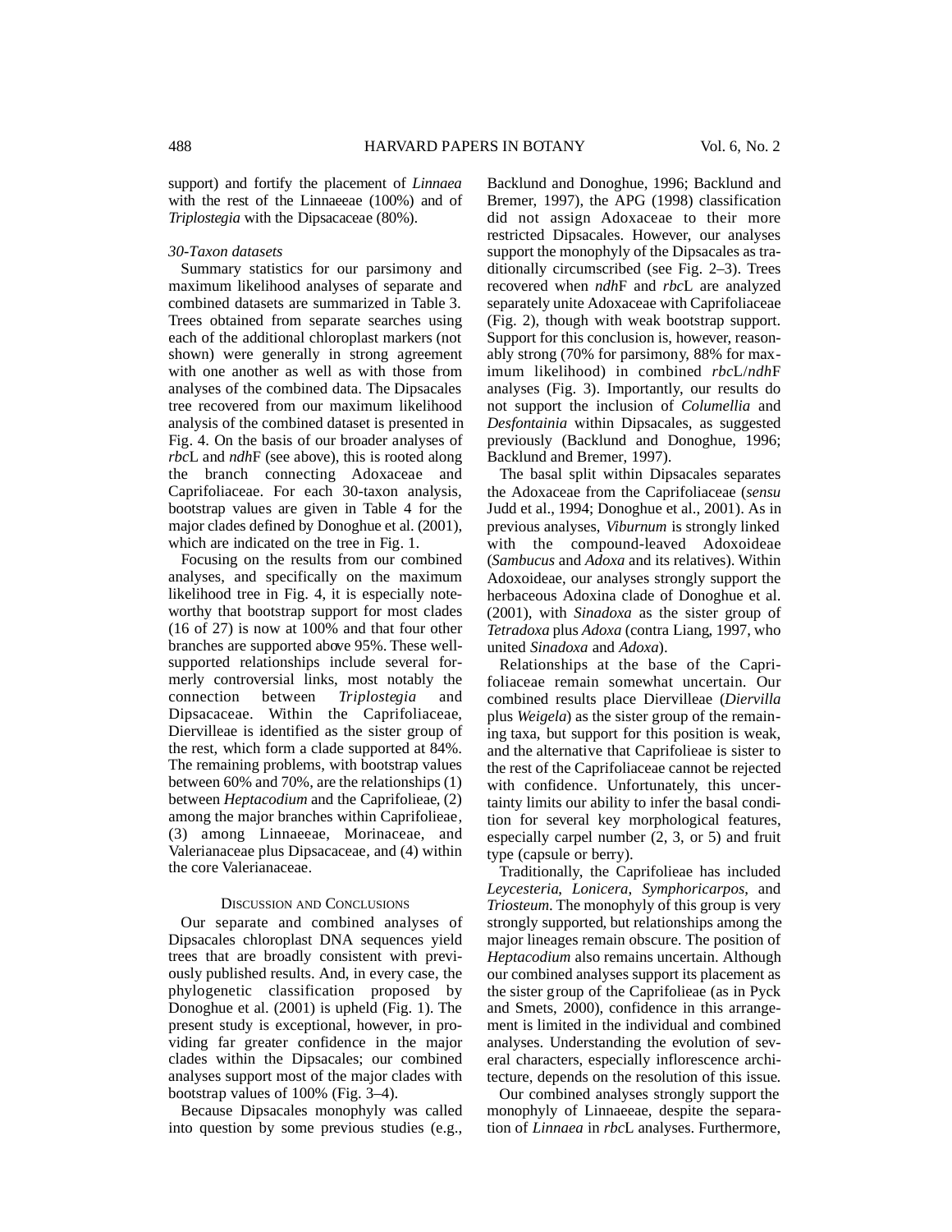support) and fortify the placement of *Linnaea* with the rest of the Linnaeeae (100%) and of *Triplostegia* with the Dipsacaceae (80%).

### *30-Taxon datasets*

Summary statistics for our parsimony and maximum likelihood analyses of separate and combined datasets are summarized in Table 3. Trees obtained from separate searches using each of the additional chloroplast markers (not shown) were generally in strong agreement with one another as well as with those from analyses of the combined data. The Dipsacales tree recovered from our maximum likelihood analysis of the combined dataset is presented in Fig. 4. On the basis of our broader analyses of *rbc*L and *ndh*F (see above), this is rooted along the branch connecting Adoxaceae and Caprifoliaceae. For each 30-taxon analysis, bootstrap values are given in Table 4 for the major clades defined by Donoghue et al. (2001), which are indicated on the tree in Fig. 1.

Focusing on the results from our combined analyses, and specifically on the maximum likelihood tree in Fig. 4, it is especially noteworthy that bootstrap support for most clades (16 of 27) is now at 100% and that four other branches are supported above 95%. These well-supported relationships include several formerly controversial links, most notably the connection between *Triplostegia* and Dipsacaceae. Within the Caprifoliaceae, Diervilleae is identified as the sister group of the rest, which form a clade supported at 84%. The remaining problems, with bootstrap values between 60% and 70%, are the relationships (1) between *Heptacodium* and the Caprifolieae, (2) among the major branches within Caprifolieae, (3) among Linnaeeae, Morinaceae, and Valerianaceae plus Dipsacaceae, and (4) within the core Valerianaceae.

## Discussion and Conclusions

Our separate and combined analyses of Dipsacales chloroplast DNA sequences yield trees that are broadly consistent with previously published results. And, in every case, the phylogenetic classification proposed by Donoghue et al. (2001) is upheld (Fig. 1). The present study is exceptional, however, in providing far greater confidence in the major clades within the Dipsacales; our combined analyses support most of the major clades with bootstrap values of 100% (Fig. 3–4).

Because Dipsacales monophyly was called into question by some previous studies (e.g., Backlund and Donoghue, 1996; Backlund and Bremer, 1997), the APG (1998) classification did not assign Adoxaceae to their more restricted Dipsacales. However, our analyses support the monophyly of the Dipsacales as traditionally circumscribed (see Fig. 2–3). Trees recovered when *ndh*F and *rbc*L are analyzed separately unite Adoxaceae with Caprifoliaceae (Fig. 2), though with weak bootstrap support. Support for this conclusion is, however, reasonably strong (70% for parsimony, 88% for maximum likelihood) in combined *rbc*L/*ndh*F analyses (Fig. 3). Importantly, our results do not support the inclusion of *Columellia* and *Desfontainia* within Dipsacales, as suggested previously (Backlund and Donoghue, 1996; Backlund and Bremer, 1997).

The basal split within Dipsacales separates the Adoxaceae from the Caprifoliaceae (*sensu* Judd et al., 1994; Donoghue et al., 2001). As in previous analyses, *Viburnum* is strongly linked with the compound-leaved Adoxoideae (*Sambucus* and *Adoxa* and its relatives). Within Adoxoideae, our analyses strongly support the herbaceous Adoxina clade of Donoghue et al. (2001), with *Sinadoxa* as the sister group of *Tetradoxa* plus *Adoxa* (contra Liang, 1997, who united *Sinadoxa* and *Adoxa*).

Relationships at the base of the Caprifoliaceae remain somewhat uncertain. Our combined results place Diervilleae (*Diervilla* plus *Weigela*) as the sister group of the remaining taxa, but support for this position is weak, and the alternative that Caprifolieae is sister to the rest of the Caprifoliaceae cannot be rejected with confidence. Unfortunately, this uncertainty limits our ability to infer the basal condition for several key morphological features, especially carpel number (2, 3, or 5) and fruit type (capsule or berry).

Traditionally, the Caprifolieae has included *Leycesteria*, *Lonicera*, *Symphoricarpos*, and *Triosteum*. The monophyly of this group is very strongly supported, but relationships among the major lineages remain obscure. The position of *Heptacodium* also remains uncertain. Although our combined analyses support its placement as the sister group of the Caprifolieae (as in Pyck and Smets, 2000), confidence in this arrangement is limited in the individual and combined analyses. Understanding the evolution of several characters, especially inflorescence architecture, depends on the resolution of this issue.

Our combined analyses strongly support the monophyly of Linnaeeae, despite the separation of *Linnaea* in *rbc*L analyses. Furthermore,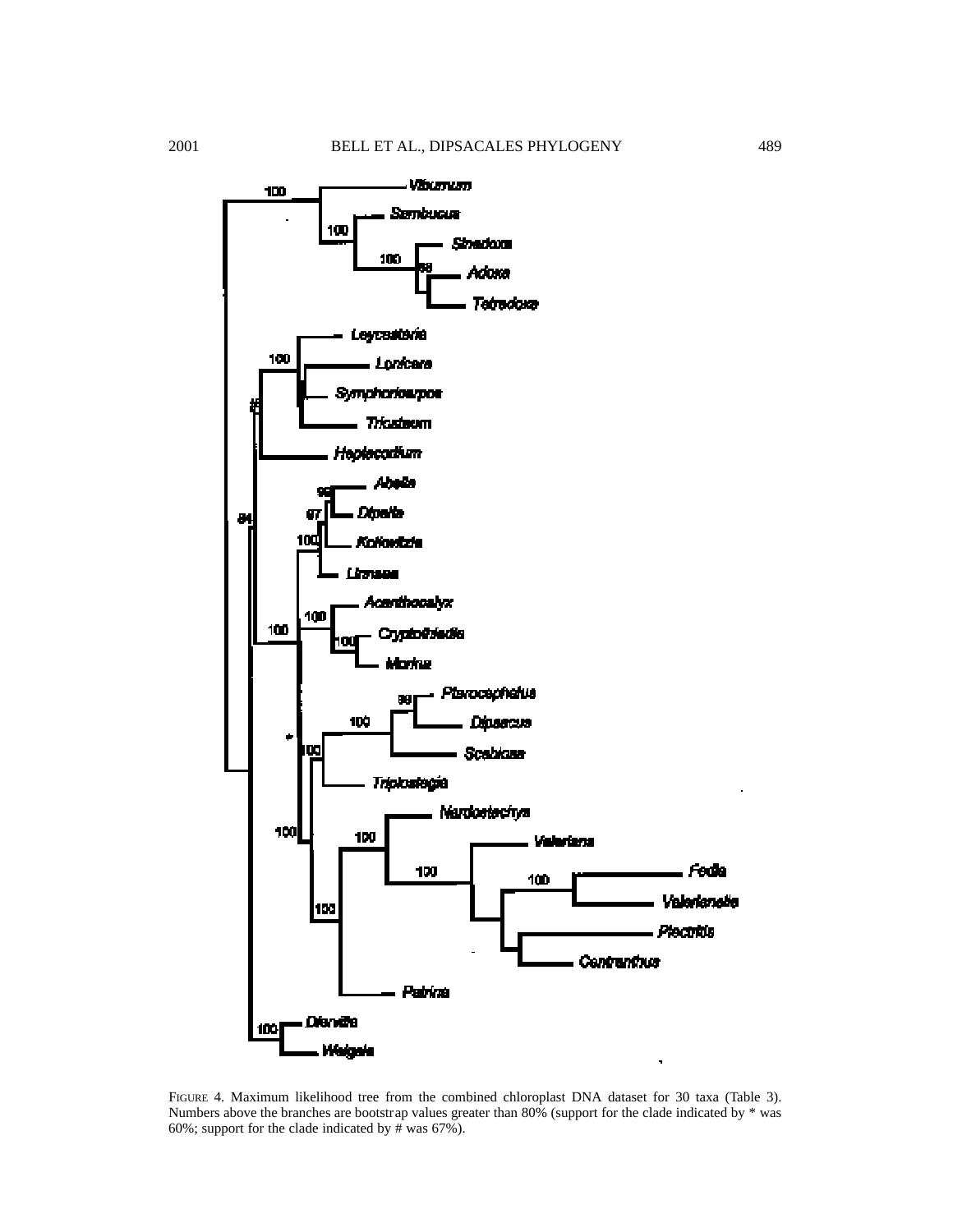FIGURE 4. Maximum likelihood tree from the combined chloroplast DNA dataset for 30 taxa (Table 3). Numbers above the branches are bootstrap values greater than 80% (support for the clade indicated by * was 60%; support for the clade indicated by # was 67%).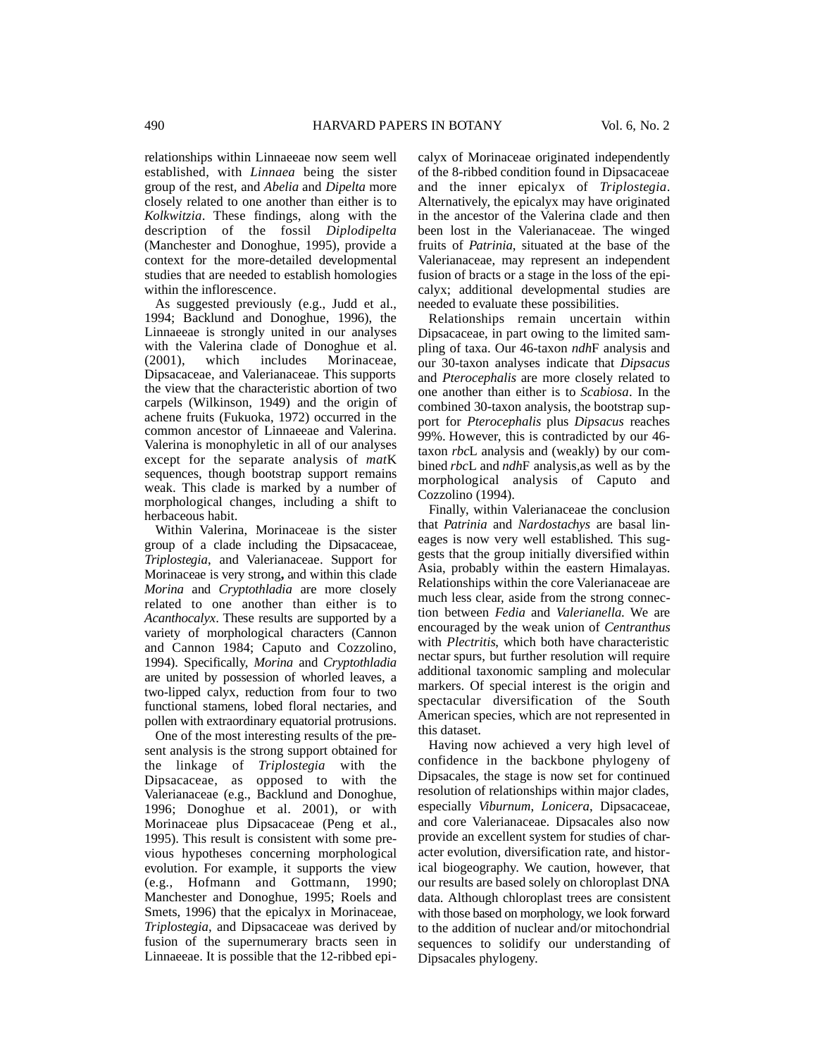relationships within Linnaeeae now seem well established, with *Linnaea* being the sister group of the rest, and *Abelia* and *Dipelta* more closely related to one another than either is to *Kolkwitzia*. These findings, along with the description of the fossil *Diplodipelta* (Manchester and Donoghue, 1995), provide a context for the more-detailed developmental studies that are needed to establish homologies within the inflorescence.

As suggested previously (e.g., Judd et al., 1994; Backlund and Donoghue, 1996), the Linnaeeae is strongly united in our analyses with the Valerina clade of Donoghue et al. (2001), which includes Morinaceae, Dipsacaceae, and Valerianaceae. This supports the view that the characteristic abortion of two carpels (Wilkinson, 1949) and the origin of achene fruits (Fukuoka, 1972) occurred in the common ancestor of Linnaeeae and Valerina. Valerina is monophyletic in all of our analyses except for the separate analysis of *mat*K sequences, though bootstrap support remains weak. This clade is marked by a number of morphological changes, including a shift to herbaceous habit.

Within Valerina, Morinaceae is the sister group of a clade including the Dipsacaceae, *Triplostegia*, and Valerianaceae. Support for Morinaceae is very strong**,** and within this clade *Morina* and *Cryptothladia* are more closely related to one another than either is to *Acanthocalyx*. These results are supported by a variety of morphological characters (Cannon and Cannon 1984; Caputo and Cozzolino, 1994). Specifically, *Morina* and *Cryptothladia* are united by possession of whorled leaves, a two-lipped calyx, reduction from four to two functional stamens, lobed floral nectaries, and pollen with extraordinary equatorial protrusions.

One of the most interesting results of the present analysis is the strong support obtained for the linkage of *Triplostegia* with the Dipsacaceae, as opposed to with the Valerianaceae (e.g., Backlund and Donoghue, 1996; Donoghue et al. 2001), or with Morinaceae plus Dipsacaceae (Peng et al., 1995). This result is consistent with some previous hypotheses concerning morphological evolution. For example, it supports the view (e.g., Hofmann and Gottmann, 1990; Manchester and Donoghue, 1995; Roels and Smets, 1996) that the epicalyx in Morinaceae, *Triplostegia*, and Dipsacaceae was derived by fusion of the supernumerary bracts seen in Linnaeeae. It is possible that the 12-ribbed epicalyx of Morinaceae originated independently of the 8-ribbed condition found in Dipsacaceae and the inner epicalyx of *Triplostegia*. Alternatively, the epicalyx may have originated in the ancestor of the Valerina clade and then been lost in the Valerianaceae. The winged fruits of *Patrinia*, situated at the base of the Valerianaceae, may represent an independent fusion of bracts or a stage in the loss of the epicalyx; additional developmental studies are needed to evaluate these possibilities.

Relationships remain uncertain within Dipsacaceae, in part owing to the limited sampling of taxa. Our 46-taxon *ndh*F analysis and our 30-taxon analyses indicate that *Dipsacus* and *Pterocephalis* are more closely related to one another than either is to *Scabiosa*. In the combined 30-taxon analysis, the bootstrap support for *Pterocephalis* plus *Dipsacus* reaches 99%. However, this is contradicted by our 46-taxon *rbc*L analysis and (weakly) by our combined *rbc*L and *ndh*F analysis,as well as by the morphological analysis of Caputo and Cozzolino (1994).

Finally, within Valerianaceae the conclusion that *Patrinia* and *Nardostachys* are basal lineages is now very well established. This suggests that the group initially diversified within Asia, probably within the eastern Himalayas. Relationships within the core Valerianaceae are much less clear, aside from the strong connection between *Fedia* and *Valerianella.* We are encouraged by the weak union of *Centranthus* with *Plectritis*, which both have characteristic nectar spurs, but further resolution will require additional taxonomic sampling and molecular markers. Of special interest is the origin and spectacular diversification of the South American species, which are not represented in this dataset.

Having now achieved a very high level of confidence in the backbone phylogeny of Dipsacales, the stage is now set for continued resolution of relationships within major clades, especially *Viburnum*, *Lonicera*, Dipsacaceae, and core Valerianaceae. Dipsacales also now provide an excellent system for studies of character evolution, diversification rate, and historical biogeography. We caution, however, that our results are based solely on chloroplast DNA data. Although chloroplast trees are consistent with those based on morphology, we look forward to the addition of nuclear and/or mitochondrial sequences to solidify our understanding of Dipsacales phylogeny.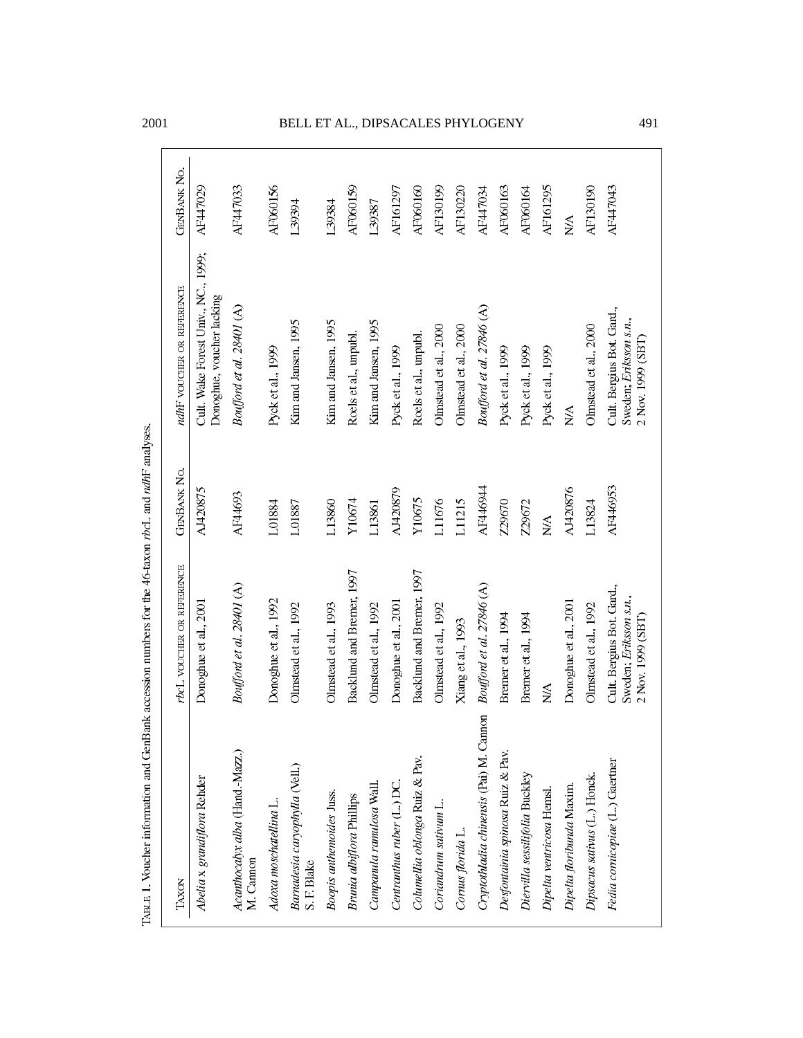TABLE 1. Voucher information and GenBank accession numbers for the 46-taxon *rbc*L and *ndh*F analyses.

| TAXON | *rbc*L VOUCHER OR REFERENCE | GENBANK NO. | *ndh*F VOUCHER OR REFERENCE | GENBANK NO. |
|---|---|---|---|---|
| *Abelia* x *grandiflora* Rehder | Donoghue et al., 2001 | AJ420875 | Cult. Wake Forest Univ., NC., 1999; Donoghue, voucher lacking | AF447029 |
| *Acanthocalyx alba* (Hand.-Mazz.) M. Cannon | *Boufford et al. 28401* (A) | AF44693 | *Boufford et al. 28401* (A) | AF447033 |
| *Adoxa moschatellina* L. | Donoghue et al., 1992 | L01884 | Pyck et al., 1999 | AF060156 |
| *Barnadesia caryophylla* (Vell.) S. F. Blake | Olmstead et al., 1992 | L01887 | Kim and Jansen, 1995 | L39394 |
| *Boopis anthemoides* Juss. | Olmstead et al., 1993 | L13860 | Kim and Jansen, 1995 | L39384 |
| *Brunia albiflora* Phillips | Backlund and Bremer, 1997 | Y10674 | Roels et al., unpubl. | AF060159 |
| *Campanula ramulosa* Wall. | Olmstead et al., 1992 | L13861 | Kim and Jansen, 1995 | L39387 |
| *Centranthus ruber* (L.) DC. | Donoghue et al., 2001 | AJ420879 | Pyck et al., 1999 | AF161297 |
| *Columellia oblonga* Ruiz & Pav. | Backlund and Bremer, 1997 | Y10675 | Roels et al., unpubl. | AF060160 |
| *Coriandrum sativum* L. | Olmstead et al., 1992 | L11676 | Olmstead et al., 2000 | AF130199 |
| *Cornus florida* L. | Xiang et al., 1993 | L11215 | Olmstead et al., 2000 | AF130220 |
| *Cryptothladia chinensis* (Pai) M. Cannon | *Boufford et al. 27846* (A) | AF446944 | *Boufford et al. 27846* (A) | AF447034 |
| *Desfontainia spinosa* Ruiz & Pav. | Bremer et al., 1994 | Z29670 | Pyck et al., 1999 | AF060163 |
| *Diervilla sessilifolia* Buckley | Bremer et al., 1994 | Z29672 | Pyck et al., 1999 | AF060164 |
| *Dipelta ventricosa* Hemsl. | N/A | N/A | Pyck et al., 1999 | AF161295 |
| *Dipelta floribunda* Maxim. | Donoghue et al., 2001 | AJ420876 | N/A | N/A |
| *Dipsacus sativus* (L.) Honck. | Olmstead et al., 1992 | L13824 | Olmstead et al., 2000 | AF130190 |
| *Fedia cornicopiae* (L.) Gaertner | Cult. Bergius Bot. Gard., Sweden; *Eriksson s.n.*, 2 Nov. 1999 (SBT) | AF446953 | Cult. Bergius Bot. Gard., Sweden; *Eriksson s.n.*, 2 Nov. 1999 (SBT) | AF447043 |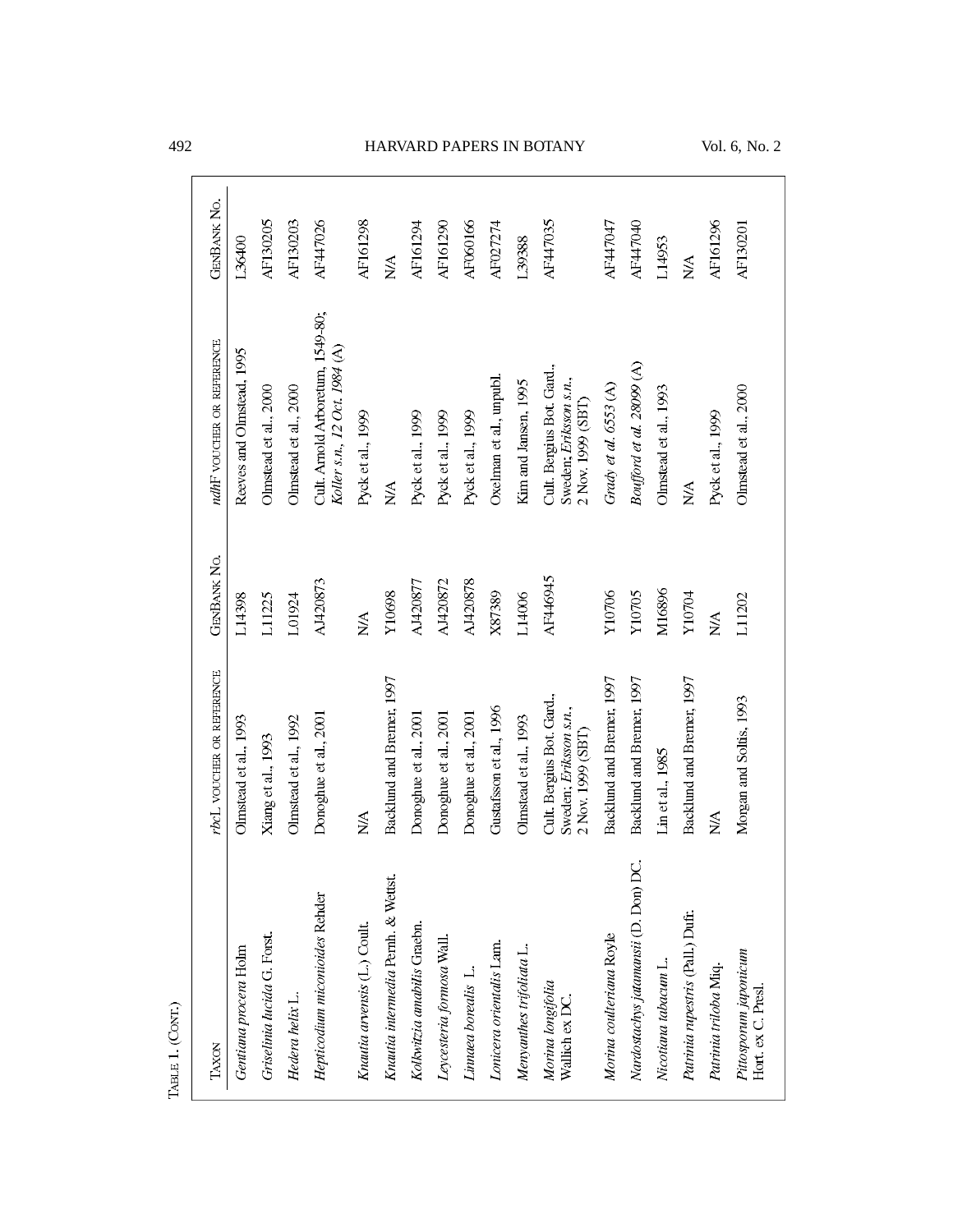Table 1. (Cont.)

| Taxon | *rbc*L voucher or reference | GenBank No. | *ndh*F voucher or reference | GenBank No. |
|---|---|---|---|---|
| *Gentiana procera* Holm | Olmstead et al., 1993 | L14398 | Reeves and Olmstead, 1995 | L36400 |
| *Griselinia lucida* G. Forst. | Xiang et al., 1993 | L11225 | Olmstead et al., 2000 | AF130205 |
| *Hedera helix* L. | Olmstead et al., 1992 | L01924 | Olmstead et al., 2000 | AF130203 |
| *Hepticodium miconioides* Rehder | Donoghue et al., 2001 | AJ420873 | Cult. Arnold Arboretum, 1549-80; *Koller s.n., 12 Oct. 1984* (A) | AF447026 |
| *Knautia arvensis* (L.) Coult. | N/A | N/A | Pyck et al., 1999 | AF161298 |
| *Knautia intermedia* Pernh. & Wettst. | Backlund and Bremer, 1997 | Y10698 | N/A | N/A |
| *Kolkwitzia amabilis* Graebn. | Donoghue et al., 2001 | AJ420877 | Pyck et al., 1999 | AF161294 |
| *Leycesteria formosa* Wall. | Donoghue et al., 2001 | AJ420872 | Pyck et al., 1999 | AF161290 |
| *Linnaea borealis* L. | Donoghue et al., 2001 | AJ420878 | Pyck et al., 1999 | AF060166 |
| *Lonicera orientalis* Lam. | Gustafsson et al., 1996 | X87389 | Oxelman et al., unpubl. | AF027274 |
| *Menyanthes trifoliata* L. | Olmstead et al., 1993 | L14006 | Kim and Jansen, 1995 | L39388 |
| *Morina longifolia* Wallich ex DC. | Cult. Bergius Bot. Gard., Sweden; *Eriksson s.n.*, 2 Nov. 1999 (SBT) | AF446945 | Cult. Bergius Bot. Gard., Sweden; *Eriksson s.n.*, 2 Nov. 1999 (SBT) | AF447035 |
| *Morina coulteriana* Royle | Backlund and Bremer, 1997 | Y10706 | *Grady et al. 6553* (A) | AF447047 |
| *Nardostachys jatamansii* (D. Don) DC. | Backlund and Bremer, 1997 | Y10705 | *Boufford et al. 28099* (A) | AF447040 |
| *Nicotiana tabacum* L. | Lin et al., 1985 | M16896 | Olmstead et al., 1993 | L14953 |
| *Patrinia rupestris* (Pall.) Dufr. | Backlund and Bremer, 1997 | Y10704 | N/A | N/A |
| *Patrinia triloba* Miq. | N/A | N/A | Pyck et al., 1999 | AF161296 |
| *Pittosporum japonicum* Hort. ex C. Presl. | Morgan and Soltis, 1993 | L11202 | Olmstead et al., 2000 | AF130201 |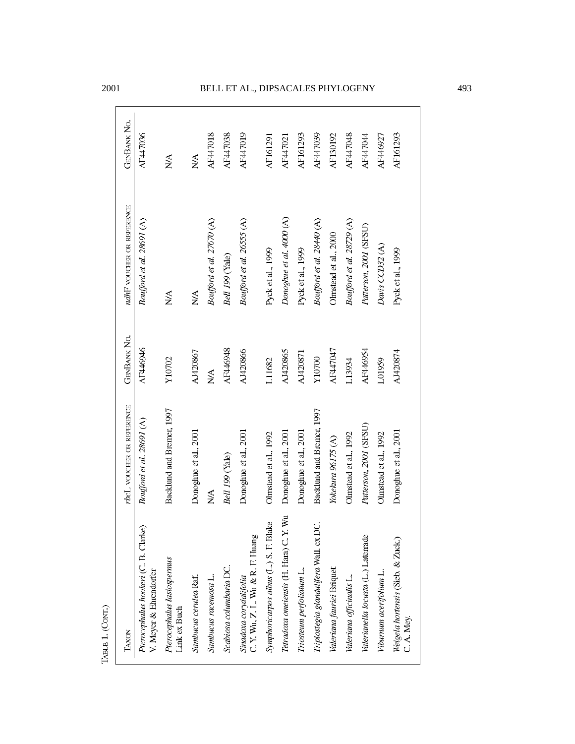Table 1. (Cont.)

| Taxon | *rbc*L voucher or reference | GenBank No. | *ndh*F voucher or reference | GenBank No. |
|---|---|---|---|---|
| *Pterocephalus hookeri* (C. B. Clarke) V. Meyer & Ehrendorfer | *Boufford et al. 28691* (A) | AF446946 | *Boufford et al. 28691* (A) | AF447036 |
| *Pterocephalus lasiospermus* Link ex Buch | Backlund and Bremer, 1997 | Y10702 | N/A | N/A |
| *Sambucus cerulea* Raf. | Donoghue et al., 2001 | AJ420867 | N/A | N/A |
| *Sambucus racemosa* L. | N/A | N/A | *Boufford et al. 27670* (A) | AF447018 |
| *Scabiosa columbaria* DC. | *Bell 199* (Yale) | AF446948 | *Bell 199* (Yale) | AF447038 |
| *Sinadoxa corydalifolia* C. Y. Wu, Z. L. Wu & R. F. Huang | Donoghue et al., 2001 | AJ420866 | *Boufford et al. 26555* (A) | AF447019 |
| *Symphoricarpos albus* (L.) S. F. Blake | Olmstead et al., 1992 | L11682 | Pyck et al., 1999 | AF161291 |
| *Tetradoxa omeiensis* (H. Hara) C. Y. Wu | Donoghue et al., 2001 | AJ420865 | *Donoghue et al. 4000* (A) | AF447021 |
| *Triosteum perfoliatum* L. | Donoghue et al., 2001 | AJ420871 | Pyck et al., 1999 | AF161293 |
| *Triplostegia glandulifera* Wall. ex DC. | Backlund and Bremer, 1997 | Y10700 | *Boufford et al. 28440* (A) | AF447039 |
| *Valeriana fauriei* Briquet | *Yokekura 96175* (A) | AF447047 | Olmstead et al., 2000 | AF130192 |
| *Valeriana officinalis* L. | Olmstead et al., 1992 | L13934 | *Boufford et al. 28729* (A) | AF447048 |
| *Valerianella locusta* (L.) Laterrade | *Patterson, 2001* (SFSU) | AF446954 | *Patterson, 2001* (SFSU) | AF447044 |
| *Viburnum acerifolium* L. | Olmstead et al., 1992 | L01959 | *Davis CCD32* (A) | AF446927 |
| *Weigela hortensis* (Sieb. & Zuck.) C. A. Mey. | Donoghue et al., 2001 | AJ420874 | Pyck et al., 1999 | AF161293 |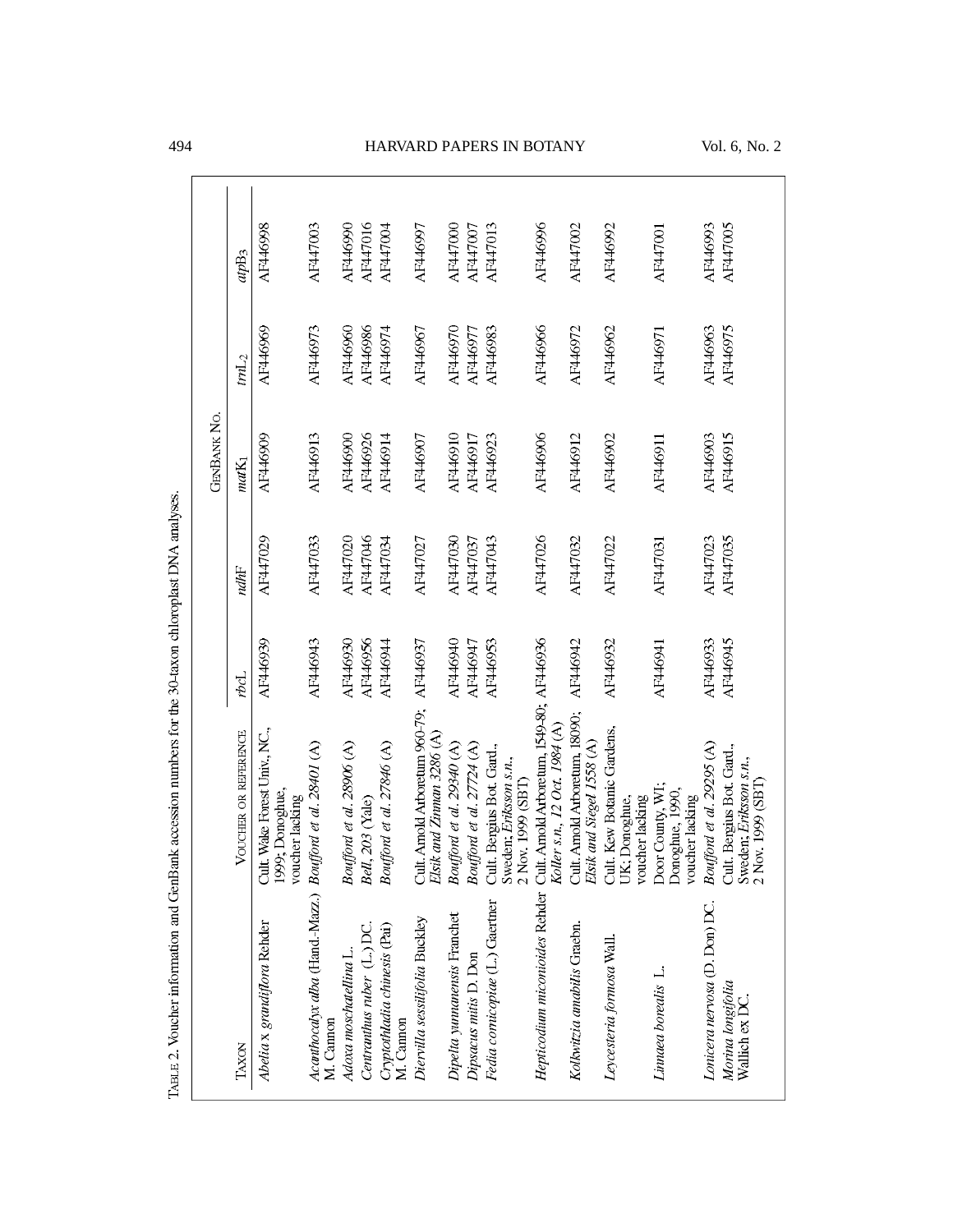TABLE 2. Voucher information and GenBank accession numbers for the 30-taxon chloroplast DNA analyses.

| TAXON | VOUCHER OR REFERENCE | GENBANK NO. | | | | |
|---|---|---|---|---|---|---|
| | | *rbc*L | *ndh*F | *mat*K$_1$ | *trn*L$_2$ | *atp*B$_3$ |
| *Abelia* x *grandiflora* Rehder | Cult. Wake Forest Univ., NC, 1999; Donoghue, voucher lacking | AF446939 | AF447029 | AF446909 | AF446969 | AF446998 |
| *Acanthocalyx alba* (Hand.-Mazz.) M. Cannon | *Boufford et al. 28401* (A) | AF446943 | AF447033 | AF446913 | AF446973 | AF447003 |
| *Adoxa moschatellina* L. | *Boufford et al. 28906* (A) | AF446930 | AF447020 | AF446900 | AF446960 | AF446990 |
| *Centranthus ruber* (L.) DC. | *Bell, 203* (Yale) | AF446956 | AF447046 | AF446926 | AF446986 | AF447016 |
| *Cryptothladia chinensis* (Pai) M. Cannon | *Boufford et al. 27846* (A) | AF446944 | AF447034 | AF446914 | AF446974 | AF447004 |
| *Diervilla sessilifolia* Buckley | Cult. Arnold Arboretum 960-79; *Elsik and Zinman 3286* (A) | AF446937 | AF447027 | AF446907 | AF446967 | AF446997 |
| *Dipelta yunnanensis* Franchet | *Boufford et al. 29340* (A) | AF446940 | AF447030 | AF446910 | AF446970 | AF447000 |
| *Dipsacus mitis* D. Don | *Boufford et al. 27724* (A) | AF446947 | AF447037 | AF446917 | AF446977 | AF447007 |
| *Fedia cornicopiae* (L.) Gaertner | Cult. Bergius Bot. Gard., Sweden; *Eriksson s.n.*, 2 Nov. 1999 (SBT) | AF446953 | AF447043 | AF446923 | AF446983 | AF447013 |
| *Hepticodium miconioides* Rehder | Cult. Arnold Arboretum, 1549-80; *Koller s.n., 12 Oct. 1984* (A) | AF446936 | AF447026 | AF446906 | AF446966 | AF446996 |
| *Kolkwitzia amabilis* Graebn. | Cult. Arnold Arboretum, 18090; *Elsik and Siegel 1558* (A) | AF446942 | AF447032 | AF446912 | AF446972 | AF447002 |
| *Leycesteria formosa* Wall. | Cult. Kew Botanic Gardens, UK; Donoghue, voucher lacking | AF446932 | AF447022 | AF446902 | AF446962 | AF446992 |
| *Linnaea borealis* L. | Door County, WI; Donoghue, 1990, voucher lacking | AF446941 | AF447031 | AF446911 | AF446971 | AF447001 |
| *Lonicera nervosa* (D. Don) DC. | *Boufford et al. 29295* (A) | AF446933 | AF447023 | AF446903 | AF446963 | AF446993 |
| *Morina longifolia* Wallich ex DC. | Cult. Bergius Bot. Gard., Sweden; *Eriksson s.n.*, 2 Nov. 1999 (SBT) | AF446945 | AF447035 | AF446915 | AF446975 | AF447005 |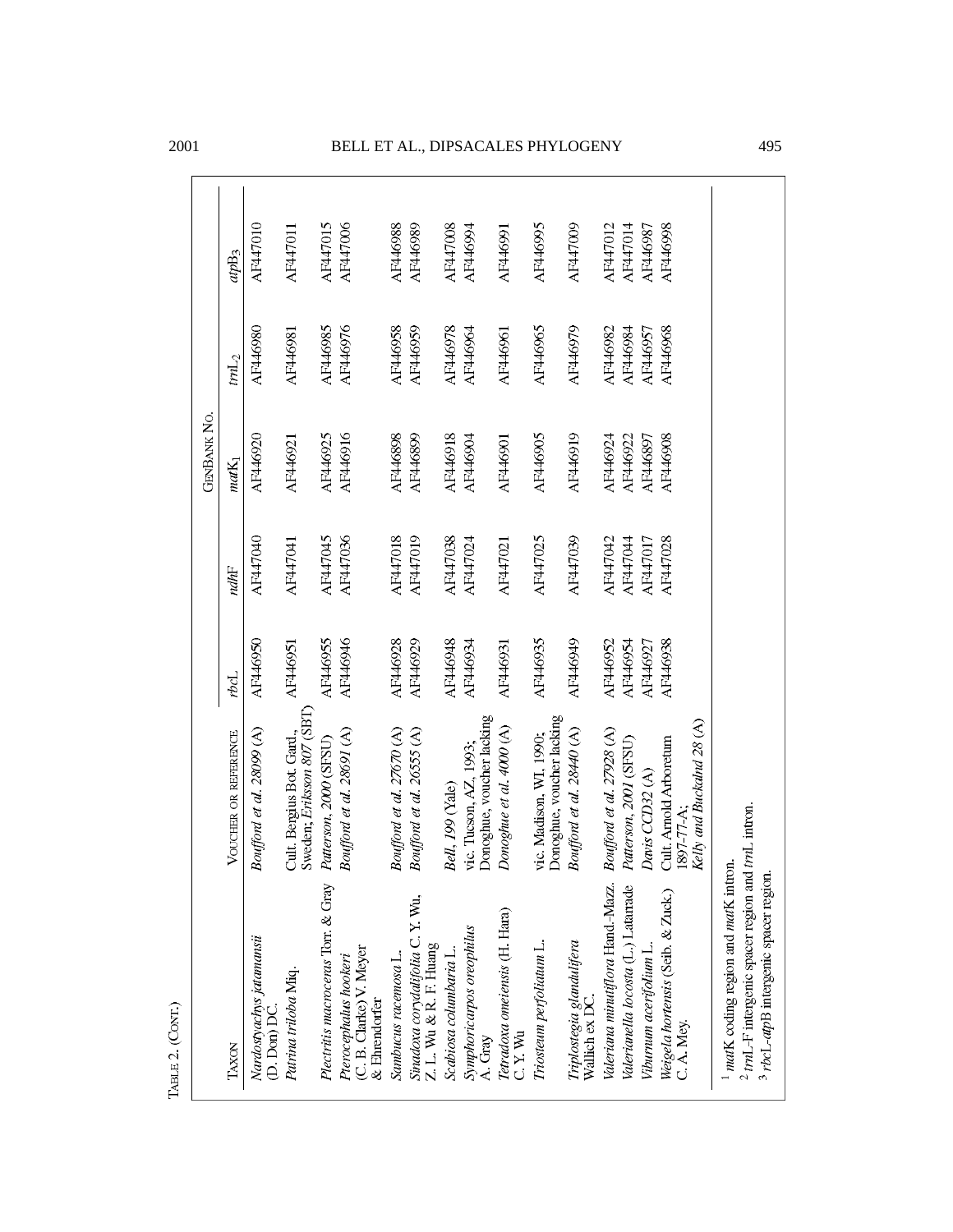TABLE 2. (CONT.)

| TAXON | VOUCHER OR REFERENCE | GENBANK NO. | | | | |
|---|---|---|---|---|---|---|
| | | *rbc*L | *ndh*F | *mat*K[1] | *trn*L[2] | *atp*B[3] |
| *Nardostachys jatamansii* (D. Don) DC. | *Boufford et al. 28099* (A) | AF446950 | AF447040 | AF446920 | AF446980 | AF447010 |
| *Patrinia triloba* Miq. | Cult. Bergius Bot. Gard., Sweden; *Eriksson 807* (SBT) | AF446951 | AF447041 | AF446921 | AF446981 | AF447011 |
| *Plectritis macroceras* Torr. & Gray | *Patterson, 2000* (SFSU) | AF446955 | AF447045 | AF446925 | AF446985 | AF447015 |
| *Pterocephalus hookeri* (C. B. Clarke) V. Meyer & Ehrendorfer | *Boufford et al. 28691* (A) | AF446946 | AF447036 | AF446916 | AF446976 | AF447006 |
| *Sambucus racemosa* L. | *Boufford et al. 27670* (A) | AF446928 | AF447018 | AF446898 | AF446958 | AF446988 |
| *Sinadoxa corydalifolia* C. Y. Wu, Z. L. Wu & R. F. Huang | *Boufford et al. 26555* (A) | AF446929 | AF447019 | AF446899 | AF446959 | AF446989 |
| *Scabiosa columbaria* L. | *Bell, 199* (Yale) | AF446948 | AF447038 | AF446918 | AF446978 | AF447008 |
| *Symphoricarpos oreophilus* A. Gray | vic. Tucson, AZ, 1993; Donoghue, voucher lacking | AF446934 | AF447024 | AF446904 | AF446964 | AF446994 |
| *Tetradoxa omeiensis* (H. Hara) C. Y. Wu | *Donoghue et al. 4000* (A) | AF446931 | AF447021 | AF446901 | AF446961 | AF446991 |
| *Triosteum perfoliatum* L. | vic. Madison, WI, 1990; Donoghue, voucher lacking | AF446935 | AF447025 | AF446905 | AF446965 | AF446995 |
| *Triplostegia glandulifera* Wallich ex DC. | *Boufford et al. 28440* (A) | AF446949 | AF447039 | AF446919 | AF446979 | AF447009 |
| *Valeriana minutiflora* Hand.-Mazz. | *Boufford et al. 27928* (A) | AF446952 | AF447042 | AF446924 | AF446982 | AF447012 |
| *Valerianella locosta* (L.) Laterrade | *Patterson, 2001* (SFSU) | AF446954 | AF447044 | AF446922 | AF446984 | AF447014 |
| *Viburnum acerifolium* L. | *Davis CCD32* (A) | AF446927 | AF447017 | AF446897 | AF446957 | AF446987 |
| *Weigela hortensis* (Seib. & Zuck.) C. A. Mey. | Cult. Arnold Arboretum 1897-77-A; *Kelly and Buckalnd 28* (A) | AF446938 | AF447028 | AF446908 | AF446968 | AF446998 |

[1] *mat*K coding region and *mat*K intron.
[2] *trn*L-F intergenic spacer region and *trn*L intron.
[3] *rbc*L-*atp*B intergenic spacer region.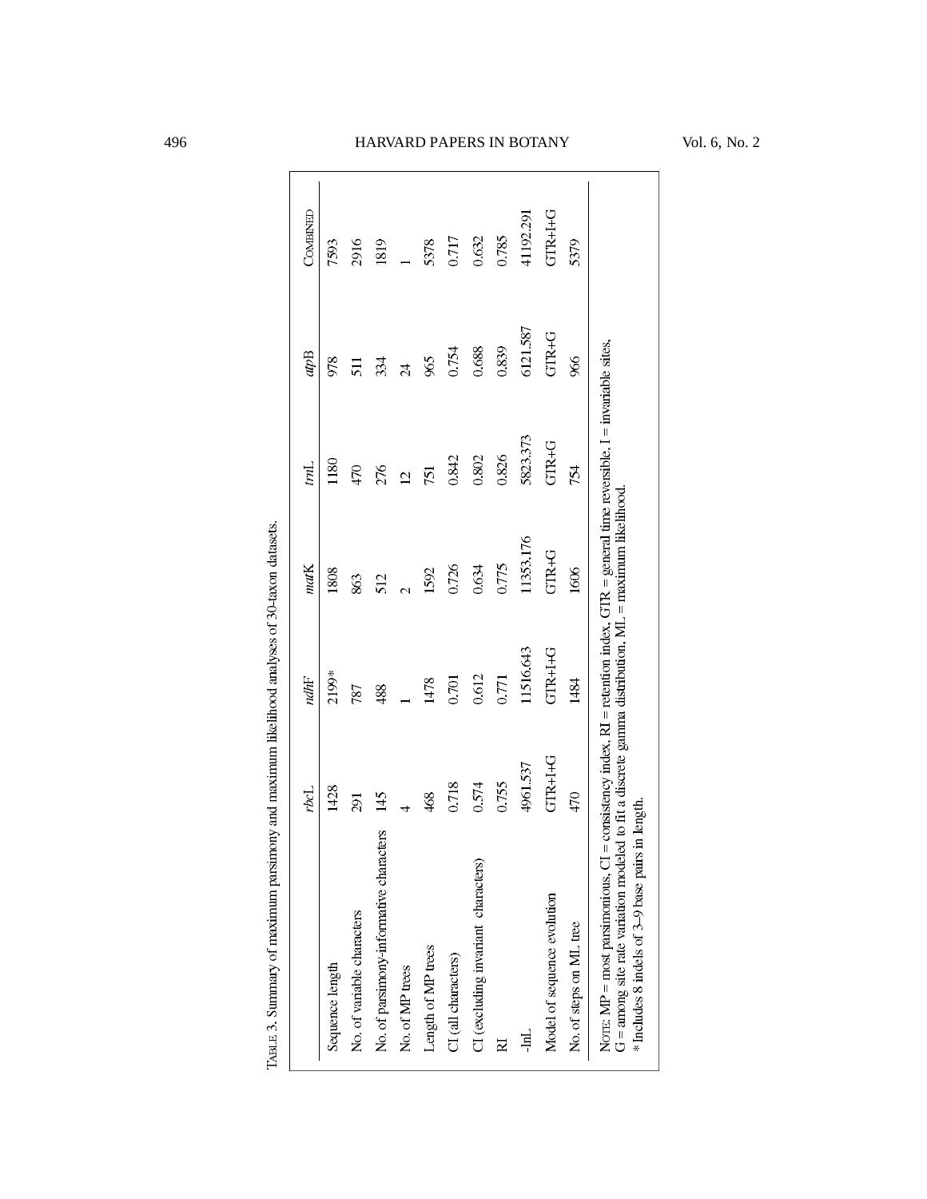TABLE 3. Summary of maximum parsimony and maximum likelihood analyses of 30-taxon datasets.

| | *rbc*L | *ndh*F | *mat*K | *trn*L | *atp*B | COMBINED |
|---|---|---|---|---|---|---|
| Sequence length | 1428 | 2199* | 1808 | 1180 | 978 | 7593 |
| No. of variable characters | 291 | 787 | 863 | 470 | 511 | 2916 |
| No. of parsimony-informative characters | 145 | 488 | 512 | 276 | 334 | 1819 |
| No. of MP trees | 4 | 1 | 2 | 12 | 24 | 1 |
| Length of MP trees | 468 | 1478 | 1592 | 751 | 965 | 5378 |
| CI (all characters) | 0.718 | 0.701 | 0.726 | 0.842 | 0.754 | 0.717 |
| CI (excluding invariant characters) | 0.574 | 0.612 | 0.634 | 0.802 | 0.688 | 0.632 |
| RI | 0.755 | 0.771 | 0.775 | 0.826 | 0.839 | 0.785 |
| -lnL | 4961.537 | 11516.643 | 11353.176 | 5823.373 | 6121.587 | 41192.291 |
| Model of sequence evolution | GTR+I+G | GTR+I+G | GTR+G | GTR+G | GTR+G | GTR+I+G |
| No. of steps on ML tree | 470 | 1484 | 1606 | 754 | 966 | 5379 |

NOTE: MP = most parsimonious, CI = consistency index, RI = retention index, GTR = general time reversible, I = invariable sites, G = among site rate variation modeled to fit a discrete gamma distribution, ML = maximum likelihood.

\* Includes 8 indels of 3–9 base pairs in length.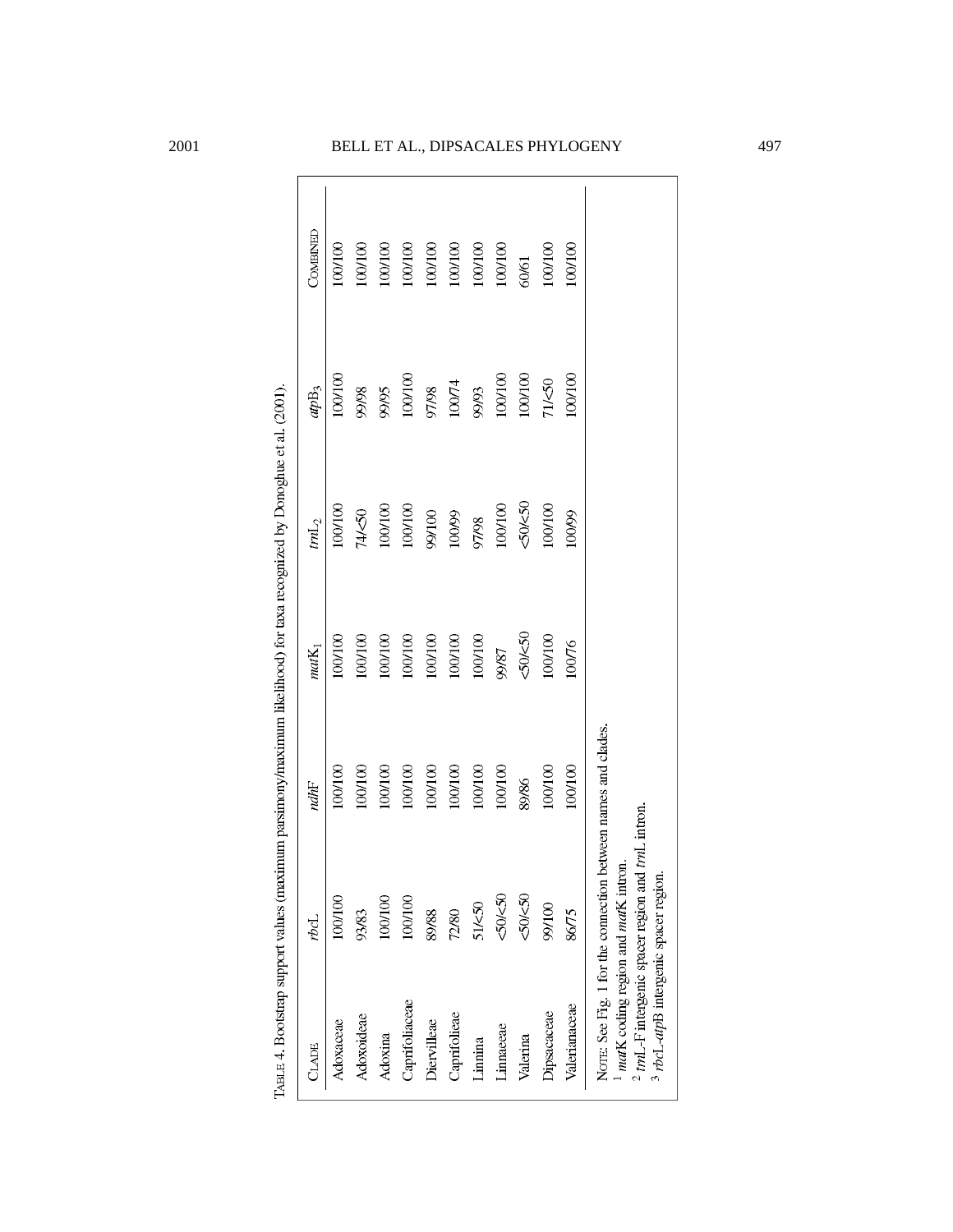TABLE 4. Bootstrap support values (maximum parsimony/maximum likelihood) for taxa recognized by Donoghue et al. (2001).

| Clade | *rbc*L | *ndh*F | *mat*K[1] | *trn*L[2] | *atp*B[3] | Combined |
|---|---|---|---|---|---|---|
| Adoxaceae | 100/100 | 100/100 | 100/100 | 100/100 | 100/100 | 100/100 |
| Adoxoideae | 93/83 | 100/100 | 100/100 | 74/<50 | 99/98 | 100/100 |
| Adoxina | 100/100 | 100/100 | 100/100 | 100/100 | 99/95 | 100/100 |
| Caprifoliaceae | 100/100 | 100/100 | 100/100 | 100/100 | 100/100 | 100/100 |
| Diervilleae | 89/88 | 100/100 | 100/100 | 99/100 | 97/98 | 100/100 |
| Caprifolieae | 72/80 | 100/100 | 100/100 | 100/99 | 100/74 | 100/100 |
| Linnina | 51/<50 | 100/100 | 100/100 | 97/98 | 99/93 | 100/100 |
| Linnaeeae | <50/<50 | 100/100 | 99/87 | 100/100 | 100/100 | 100/100 |
| Valerina | <50/<50 | 89/86 | <50/<50 | <50/<50 | 100/100 | 60/61 |
| Dipsacaceae | 99/100 | 100/100 | 100/100 | 100/100 | 71/<50 | 100/100 |
| Valerianaceae | 86/75 | 100/100 | 100/76 | 100/99 | 100/100 | 100/100 |

NOTE: See Fig. 1 for the connection between names and clades.
[1] *mat*K coding region and *mat*K intron.
[2] *trn*L-F intergenic spacer region and *trn*L intron.
[3] *rbc*L-*atp*B intergenic spacer region.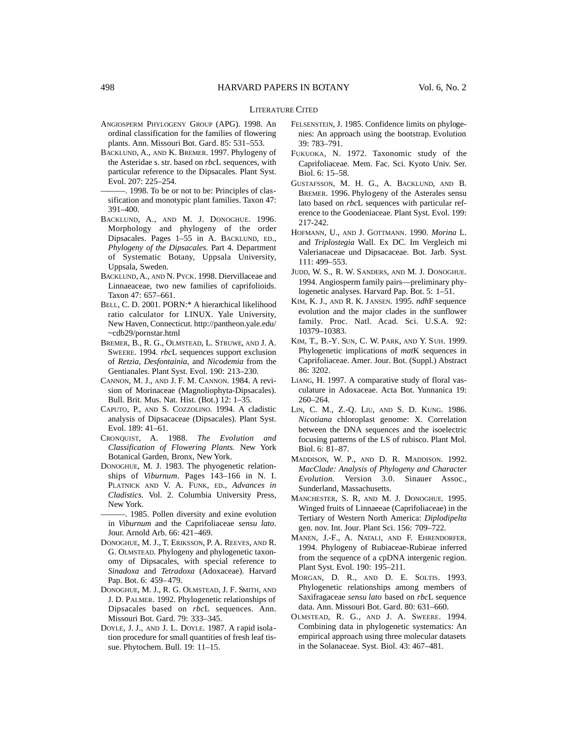## Literature Cited

Angiosperm Phylogeny Group (APG). 1998. An ordinal classification for the families of flowering plants. Ann. Missouri Bot. Gard. 85: 531–553.

Backlund, A., and K. Bremer. 1997. Phylogeny of the Asteridae s. str. based on *rbc*L sequences, with particular reference to the Dipsacales. Plant Syst. Evol. 207: 225–254.

———. 1998. To be or not to be: Principles of classification and monotypic plant families. Taxon 47: 391–400.

Backlund, A., and M. J. Donoghue. 1996. Morphology and phylogeny of the order Dipsacales. Pages 1–55 in A. Backlund, ed., *Phylogeny of the Dipsacales.* Part 4. Department of Systematic Botany, Uppsala University, Uppsala, Sweden.

Backlund, A., and N. Pyck. 1998. Diervillaceae and Linnaeaceae, two new families of caprifolioids. Taxon 47: 657–661.

Bell, C. D. 2001. PORN:* A hierarchical likelihood ratio calculator for LINUX. Yale University, New Haven, Connecticut. http://pantheon.yale.edu/~cdb29/pornstar.html

Bremer, B., R. G., Olmstead, L. Struwe, and J. A. Sweere. 1994. *rbc*L sequences support exclusion of *Retzia*, *Desfontainia*, and *Nicodemia* from the Gentianales. Plant Syst. Evol. 190: 213–230.

Cannon, M. J., and J. F. M. Cannon. 1984. A revision of Morinaceae (Magnoliophyta-Dipsacales). Bull. Brit. Mus. Nat. Hist. (Bot.) 12: 1–35.

Caputo, P., and S. Cozzolino. 1994. A cladistic analysis of Dipsacaceae (Dipsacales). Plant Syst. Evol. 189: 41–61.

Cronquist, A. 1988. *The Evolution and Classification of Flowering Plants.* New York Botanical Garden, Bronx, New York.

Donoghue, M. J. 1983. The phyogenetic relationships of *Viburnum*. Pages 143–166 in N. I. Platnick and V. A. Funk, ed., *Advances in Cladistics.* Vol. 2. Columbia University Press, New York.

———. 1985. Pollen diversity and exine evolution in *Viburnum* and the Caprifoliaceae *sensu lato*. Jour. Arnold Arb. 66: 421–469.

Donoghue, M. J., T. Eriksson, P. A. Reeves, and R. G. Olmstead. Phylogeny and phylogenetic taxonomy of Dipsacales, with special reference to *Sinadoxa* and *Tetradoxa* (Adoxaceae). Harvard Pap. Bot. 6: 459–479.

Donoghue, M. J., R. G. Olmstead, J. F. Smith, and J. D. Palmer. 1992. Phylogenetic relationships of Dipsacales based on *rbc*L sequences. Ann. Missouri Bot. Gard. 79: 333–345.

Doyle, J. J., and J. L. Doyle. 1987. A rapid isolation procedure for small quantities of fresh leaf tissue. Phytochem. Bull. 19: 11–15.

Felsenstein, J. 1985. Confidence limits on phylogenies: An approach using the bootstrap. Evolution 39: 783–791.

Fukuoka, N. 1972. Taxonomic study of the Caprifoliaceae. Mem. Fac. Sci. Kyoto Univ. Ser. Biol. 6: 15–58.

Gustafsson, M. H. G., A. Backlund, and B. Bremer. 1996. Phylogeny of the Asterales sensu lato based on *rbc*L sequences with particular reference to the Goodeniaceae. Plant Syst. Evol. 199: 217-242.

Hofmann, U., and J. Gottmann. 1990. *Morina* L. and *Triplostegia* Wall. Ex DC. Im Vergleich mi Valerianaceae und Dipsacaceae. Bot. Jarb. Syst. 111: 499–553.

Judd, W. S., R. W. Sanders, and M. J. Donoghue. 1994. Angiosperm family pairs—preliminary phylogenetic analyses. Harvard Pap. Bot. 5: 1–51.

Kim, K. J., and R. K. Jansen. 1995. *ndh*F sequence evolution and the major clades in the sunflower family. Proc. Natl. Acad. Sci. U.S.A. 92: 10379–10383.

Kim, T., B.-Y. Sun, C. W. Park, and Y. Suh. 1999. Phylogenetic implications of *mat*K sequences in Caprifoliaceae. Amer. Jour. Bot. (Suppl.) Abstract 86: 3202.

Liang, H. 1997. A comparative study of floral vasculature in Adoxaceae. Acta Bot. Yunnanica 19: 260–264.

Lin, C. M., Z.-Q. Liu, and S. D. Kung. 1986. *Nicotiana* chloroplast genome: X. Correlation between the DNA sequences and the isoelectric focusing patterns of the LS of rubisco. Plant Mol. Biol. 6: 81–87.

Maddison, W. P., and D. R. Maddison. 1992. *MacClade: Analysis of Phylogeny and Character Evolution.* Version 3.0. Sinauer Assoc., Sunderland, Massachusetts.

Manchester, S. R, and M. J. Donoghue. 1995. Winged fruits of Linnaeeae (Caprifoliaceae) in the Tertiary of Western North America: *Diplodipelta* gen. nov. Int. Jour. Plant Sci. 156: 709–722.

Manen, J.-F., A. Natali, and F. Ehrendorfer. 1994. Phylogeny of Rubiaceae-Rubieae inferred from the sequence of a cpDNA intergenic region. Plant Syst. Evol. 190: 195–211.

Morgan, D. R., and D. E. Soltis. 1993. Phylogenetic relationships among members of Saxifragaceae *sensu lato* based on *rbc*L sequence data. Ann. Missouri Bot. Gard. 80: 631–660.

Olmstead, R. G., and J. A. Sweere. 1994. Combining data in phylogenetic systematics: An empirical approach using three molecular datasets in the Solanaceae. Syst. Biol. 43: 467–481.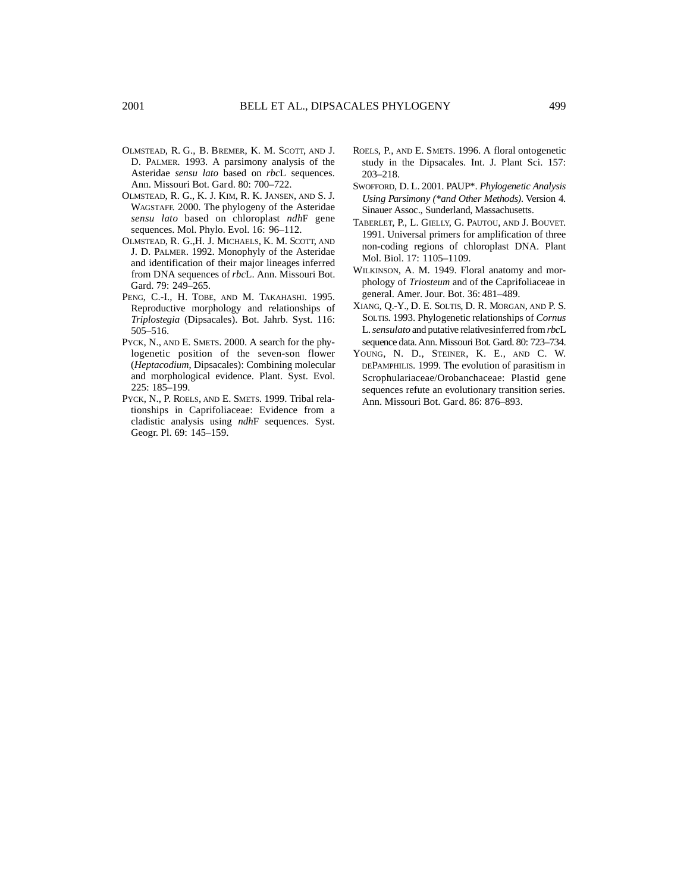Olmstead, R. G., B. Bremer, K. M. Scott, and J. D. Palmer. 1993. A parsimony analysis of the Asteridae *sensu lato* based on *rbc*L sequences. Ann. Missouri Bot. Gard. 80: 700–722.

Olmstead, R. G., K. J. Kim, R. K. Jansen, and S. J. Wagstaff. 2000. The phylogeny of the Asteridae *sensu lato* based on chloroplast *ndh*F gene sequences. Mol. Phylo. Evol. 16: 96–112.

Olmstead, R. G.,H. J. Michaels, K. M. Scott, and J. D. Palmer. 1992. Monophyly of the Asteridae and identification of their major lineages inferred from DNA sequences of *rbc*L. Ann. Missouri Bot. Gard. 79: 249–265.

Peng, C.-I., H. Tobe, and M. Takahashi. 1995. Reproductive morphology and relationships of *Triplostegia* (Dipsacales). Bot. Jahrb. Syst. 116: 505–516.

Pyck, N., and E. Smets. 2000. A search for the phylogenetic position of the seven-son flower (*Heptacodium*, Dipsacales): Combining molecular and morphological evidence. Plant. Syst. Evol. 225: 185–199.

Pyck, N., P. Roels, and E. Smets. 1999. Tribal relationships in Caprifoliaceae: Evidence from a cladistic analysis using *ndh*F sequences. Syst. Geogr. Pl. 69: 145–159.

Roels, P., and E. Smets. 1996. A floral ontogenetic study in the Dipsacales. Int. J. Plant Sci. 157: 203–218.

Swofford, D. L. 2001. PAUP*. *Phylogenetic Analysis Using Parsimony (*and Other Methods)*. Version 4. Sinauer Assoc., Sunderland, Massachusetts.

Taberlet, P., L. Gielly, G. Pautou, and J. Bouvet. 1991. Universal primers for amplification of three non-coding regions of chloroplast DNA. Plant Mol. Biol. 17: 1105–1109.

Wilkinson, A. M. 1949. Floral anatomy and morphology of *Triosteum* and of the Caprifoliaceae in general. Amer. Jour. Bot. 36: 481–489.

Xiang, Q.-Y., D. E. Soltis, D. R. Morgan, and P. S. Soltis. 1993. Phylogenetic relationships of *Cornus* L. *sensulato* and putative relativesinferred from *rbc*L sequence data. Ann. Missouri Bot. Gard. 80: 723–734.

Young, N. D., Steiner, K. E., and C. W. dePamphilis. 1999. The evolution of parasitism in Scrophulariaceae/Orobanchaceae: Plastid gene sequences refute an evolutionary transition series. Ann. Missouri Bot. Gard. 86: 876–893.